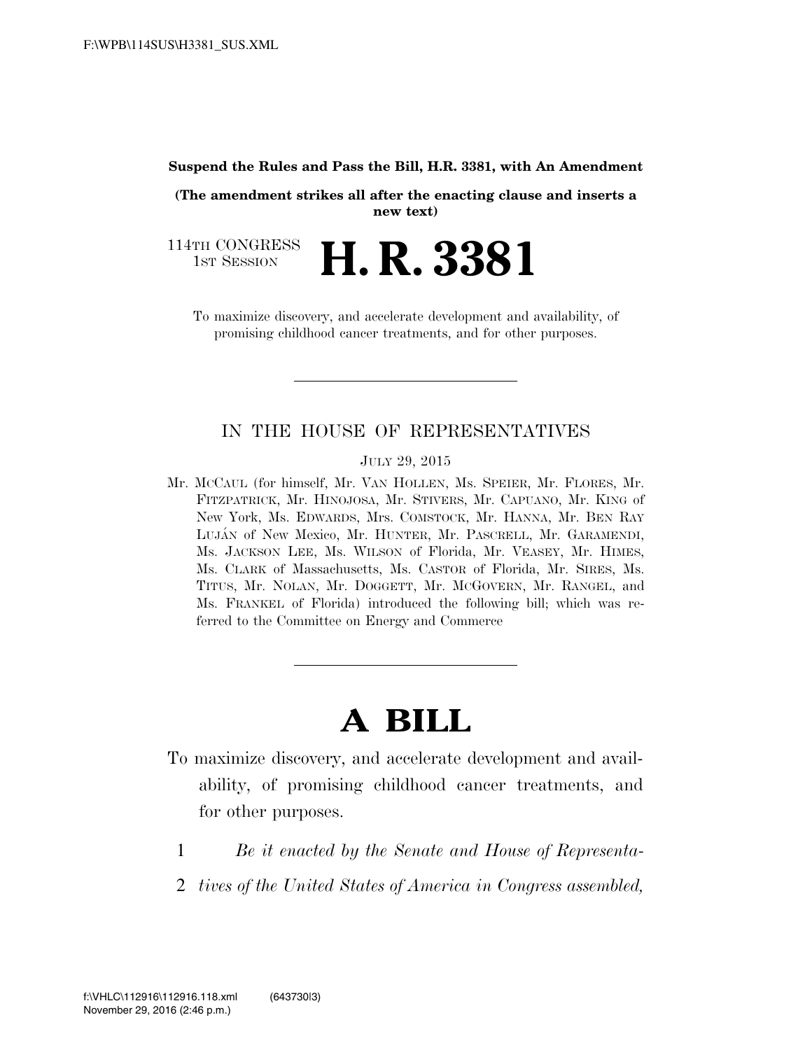**Suspend the Rules and Pass the Bill, H.R. 3381, with An Amendment**

**(The amendment strikes all after the enacting clause and inserts a new text)**

114TH CONGRESS
1ST SESSION

# H. R. 3381

To maximize discovery, and accelerate development and availability, of promising childhood cancer treatments, and for other purposes.

---

IN THE HOUSE OF REPRESENTATIVES

JULY 29, 2015

Mr. MCCAUL (for himself, Mr. VAN HOLLEN, Ms. SPEIER, Mr. FLORES, Mr. FITZPATRICK, Mr. HINOJOSA, Mr. STIVERS, Mr. CAPUANO, Mr. KING of New York, Ms. EDWARDS, Mrs. COMSTOCK, Mr. HANNA, Mr. BEN RAY LUJÁN of New Mexico, Mr. HUNTER, Mr. PASCRELL, Mr. GARAMENDI, Ms. JACKSON LEE, Ms. WILSON of Florida, Mr. VEASEY, Mr. HIMES, Ms. CLARK of Massachusetts, Ms. CASTOR of Florida, Mr. SIRES, Ms. TITUS, Mr. NOLAN, Mr. DOGGETT, Mr. MCGOVERN, Mr. RANGEL, and Ms. FRANKEL of Florida) introduced the following bill; which was referred to the Committee on Energy and Commerce

---

# A BILL

To maximize discovery, and accelerate development and availability, of promising childhood cancer treatments, and for other purposes.

1 *Be it enacted by the Senate and House of Representa-*
2 *tives of the United States of America in Congress assembled,*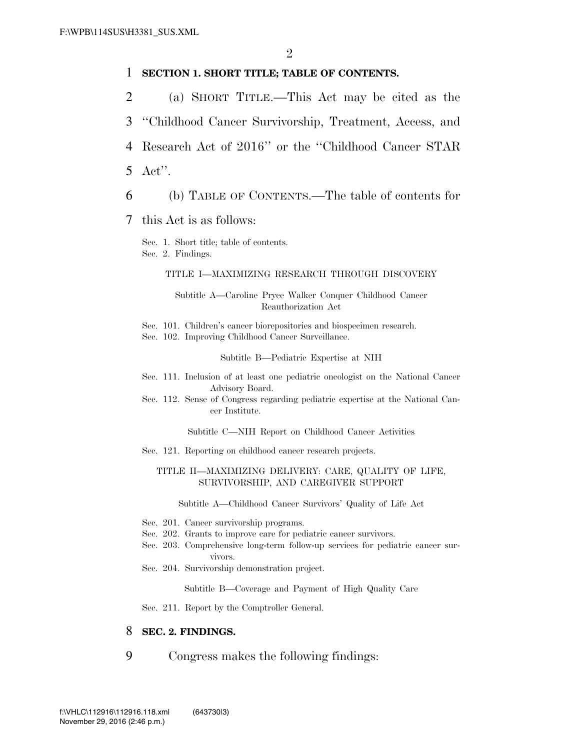**SECTION 1. SHORT TITLE; TABLE OF CONTENTS.**

(a) SHORT TITLE.—This Act may be cited as the ''Childhood Cancer Survivorship, Treatment, Access, and Research Act of 2016'' or the ''Childhood Cancer STAR Act''.

(b) TABLE OF CONTENTS.—The table of contents for this Act is as follows:

Sec. 1. Short title; table of contents.
Sec. 2. Findings.

TITLE I—MAXIMIZING RESEARCH THROUGH DISCOVERY

Subtitle A—Caroline Pryce Walker Conquer Childhood Cancer Reauthorization Act

Sec. 101. Children's cancer biorepositories and biospecimen research.
Sec. 102. Improving Childhood Cancer Surveillance.

Subtitle B—Pediatric Expertise at NIH

Sec. 111. Inclusion of at least one pediatric oncologist on the National Cancer Advisory Board.
Sec. 112. Sense of Congress regarding pediatric expertise at the National Cancer Institute.

Subtitle C—NIH Report on Childhood Cancer Activities

Sec. 121. Reporting on childhood cancer research projects.

TITLE II—MAXIMIZING DELIVERY: CARE, QUALITY OF LIFE, SURVIVORSHIP, AND CAREGIVER SUPPORT

Subtitle A—Childhood Cancer Survivors' Quality of Life Act

Sec. 201. Cancer survivorship programs.
Sec. 202. Grants to improve care for pediatric cancer survivors.
Sec. 203. Comprehensive long-term follow-up services for pediatric cancer survivors.
Sec. 204. Survivorship demonstration project.

Subtitle B—Coverage and Payment of High Quality Care

Sec. 211. Report by the Comptroller General.

**SEC. 2. FINDINGS.**

Congress makes the following findings: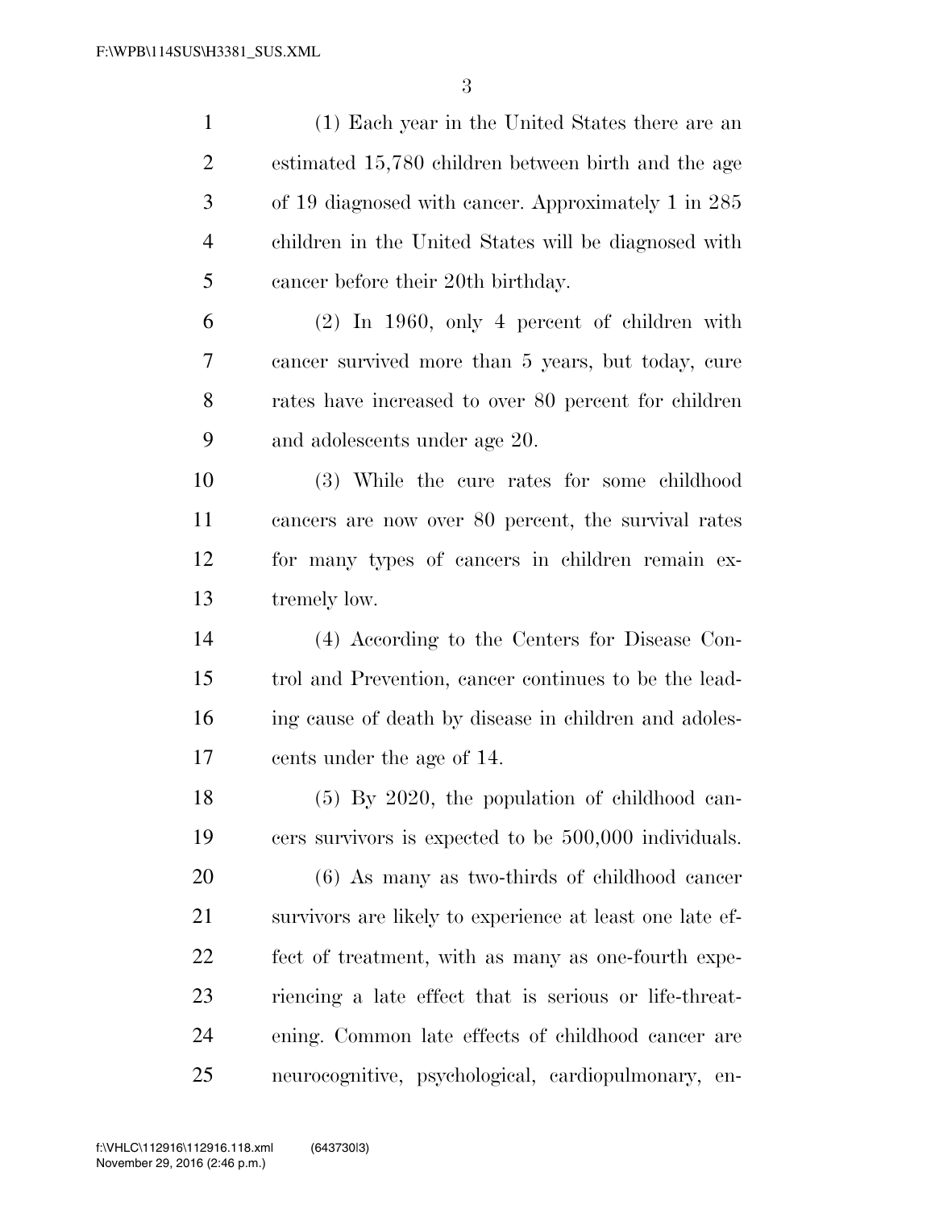(1) Each year in the United States there are an estimated 15,780 children between birth and the age of 19 diagnosed with cancer. Approximately 1 in 285 children in the United States will be diagnosed with cancer before their 20th birthday.

(2) In 1960, only 4 percent of children with cancer survived more than 5 years, but today, cure rates have increased to over 80 percent for children and adolescents under age 20.

(3) While the cure rates for some childhood cancers are now over 80 percent, the survival rates for many types of cancers in children remain extremely low.

(4) According to the Centers for Disease Control and Prevention, cancer continues to be the leading cause of death by disease in children and adolescents under the age of 14.

(5) By 2020, the population of childhood cancers survivors is expected to be 500,000 individuals.

(6) As many as two-thirds of childhood cancer survivors are likely to experience at least one late effect of treatment, with as many as one-fourth experiencing a late effect that is serious or life-threatening. Common late effects of childhood cancer are neurocognitive, psychological, cardiopulmonary, en-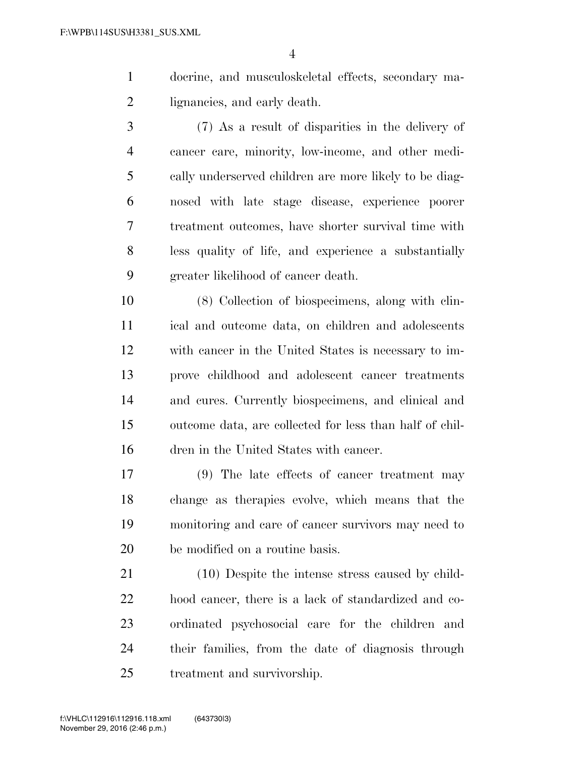docrine, and musculoskeletal effects, secondary malignancies, and early death.

(7) As a result of disparities in the delivery of cancer care, minority, low-income, and other medically underserved children are more likely to be diagnosed with late stage disease, experience poorer treatment outcomes, have shorter survival time with less quality of life, and experience a substantially greater likelihood of cancer death.

(8) Collection of biospecimens, along with clinical and outcome data, on children and adolescents with cancer in the United States is necessary to improve childhood and adolescent cancer treatments and cures. Currently biospecimens, and clinical and outcome data, are collected for less than half of children in the United States with cancer.

(9) The late effects of cancer treatment may change as therapies evolve, which means that the monitoring and care of cancer survivors may need to be modified on a routine basis.

(10) Despite the intense stress caused by childhood cancer, there is a lack of standardized and coordinated psychosocial care for the children and their families, from the date of diagnosis through treatment and survivorship.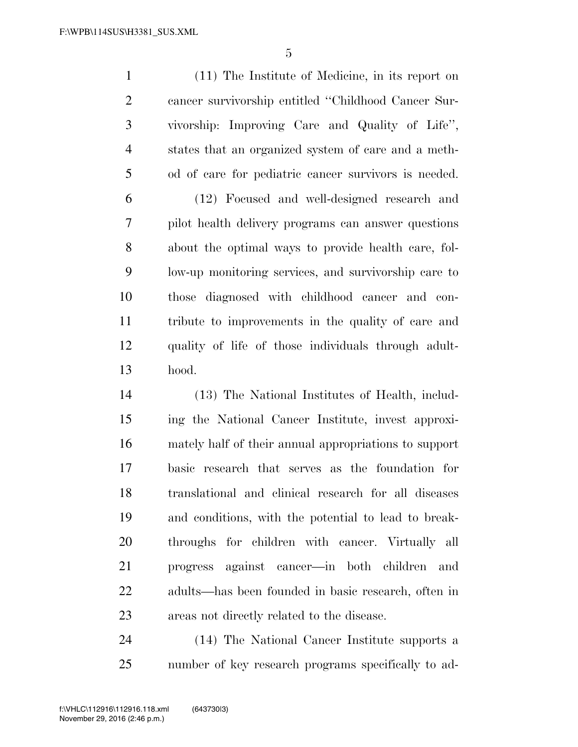(11) The Institute of Medicine, in its report on cancer survivorship entitled "Childhood Cancer Survivorship: Improving Care and Quality of Life", states that an organized system of care and a method of care for pediatric cancer survivors is needed.

(12) Focused and well-designed research and pilot health delivery programs can answer questions about the optimal ways to provide health care, follow-up monitoring services, and survivorship care to those diagnosed with childhood cancer and contribute to improvements in the quality of care and quality of life of those individuals through adulthood.

(13) The National Institutes of Health, including the National Cancer Institute, invest approximately half of their annual appropriations to support basic research that serves as the foundation for translational and clinical research for all diseases and conditions, with the potential to lead to breakthroughs for children with cancer. Virtually all progress against cancer—in both children and adults—has been founded in basic research, often in areas not directly related to the disease.

(14) The National Cancer Institute supports a number of key research programs specifically to ad-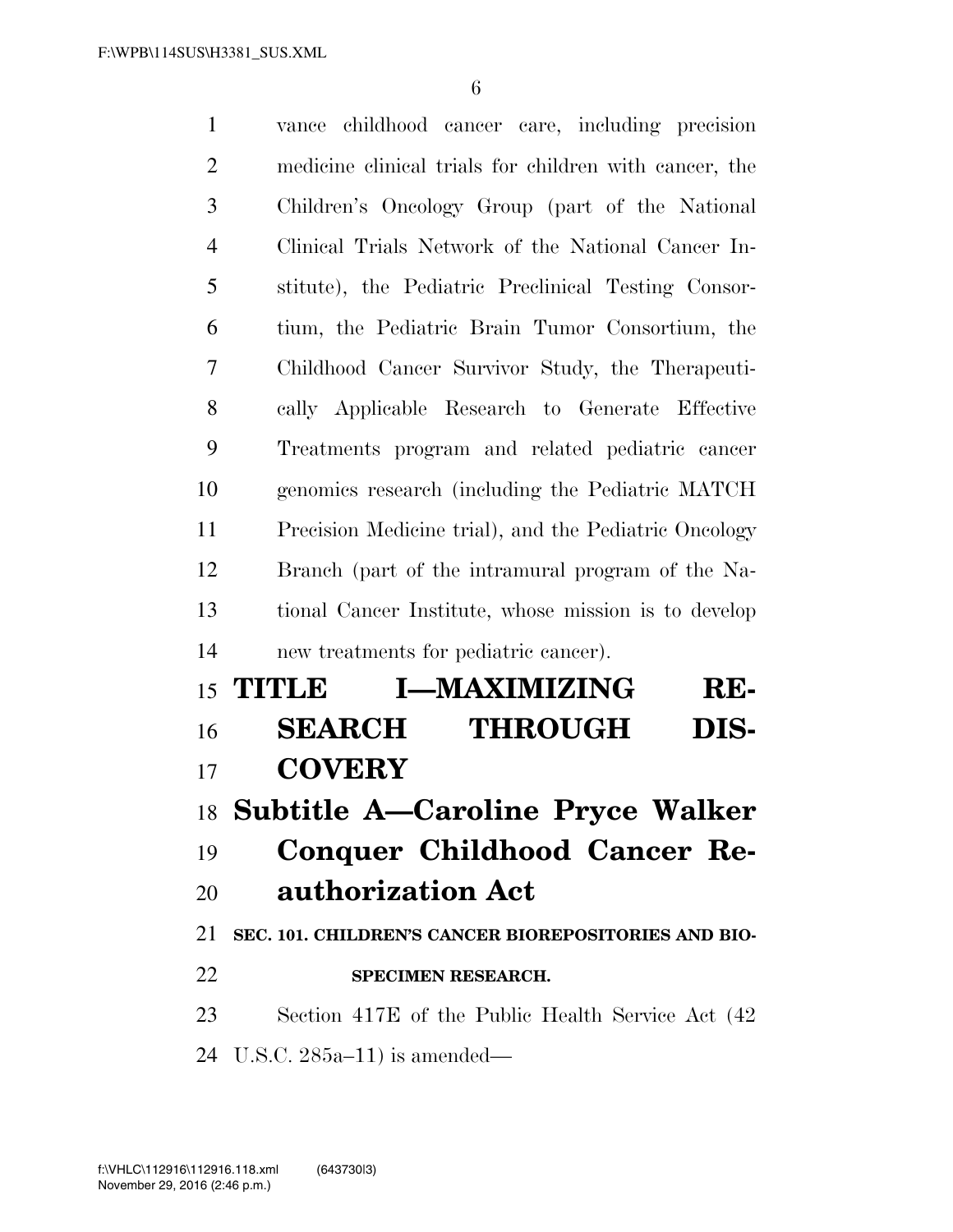vance childhood cancer care, including precision medicine clinical trials for children with cancer, the Children's Oncology Group (part of the National Clinical Trials Network of the National Cancer Institute), the Pediatric Preclinical Testing Consortium, the Pediatric Brain Tumor Consortium, the Childhood Cancer Survivor Study, the Therapeutically Applicable Research to Generate Effective Treatments program and related pediatric cancer genomics research (including the Pediatric MATCH Precision Medicine trial), and the Pediatric Oncology Branch (part of the intramural program of the National Cancer Institute, whose mission is to develop new treatments for pediatric cancer).

# TITLE I—MAXIMIZING RESEARCH THROUGH DISCOVERY

## Subtitle A—Caroline Pryce Walker Conquer Childhood Cancer Reauthorization Act

### SEC. 101. CHILDREN'S CANCER BIOREPOSITORIES AND BIOSPECIMEN RESEARCH.

Section 417E of the Public Health Service Act (42 U.S.C. 285a–11) is amended—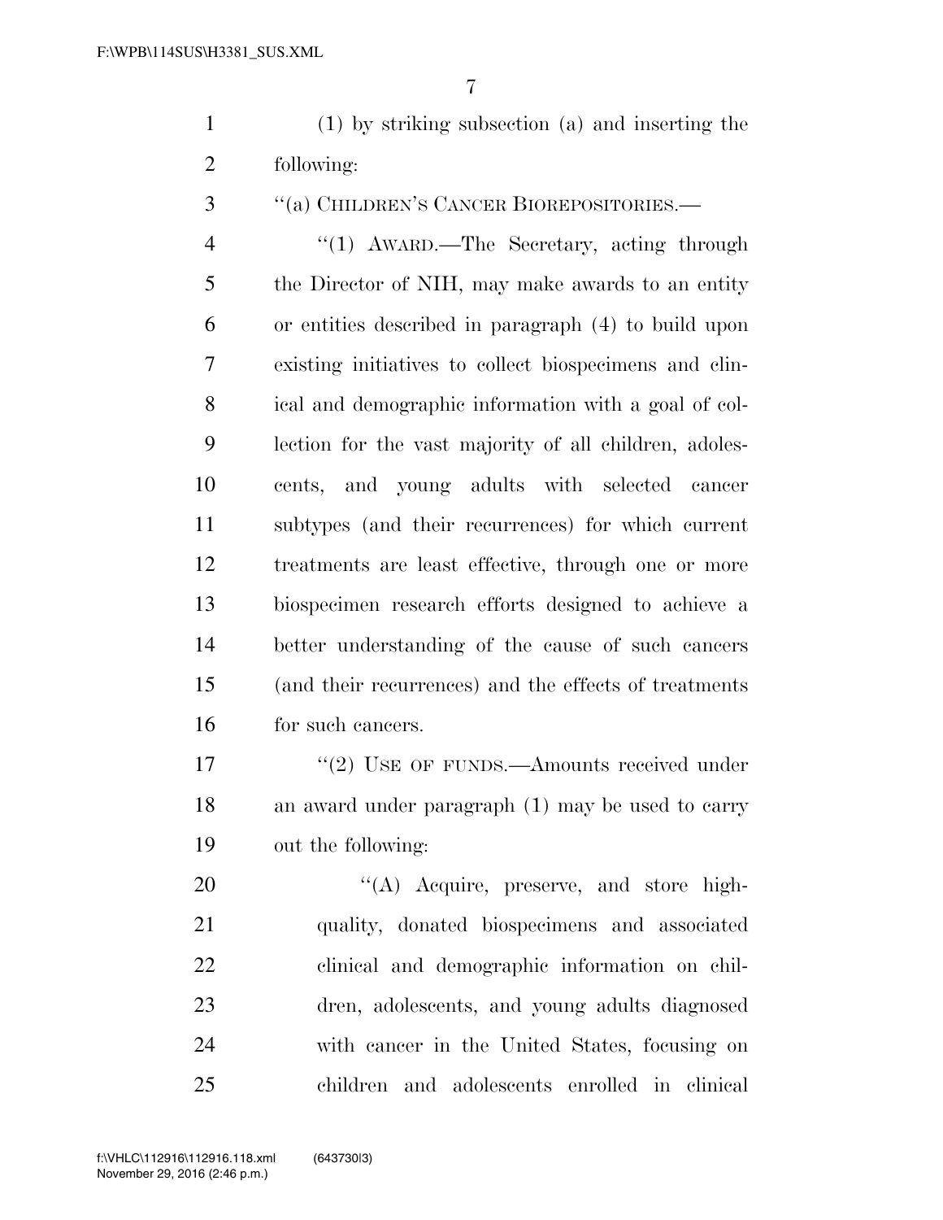(1) by striking subsection (a) and inserting the following:

"(a) CHILDREN'S CANCER BIOREPOSITORIES.—

"(1) AWARD.—The Secretary, acting through the Director of NIH, may make awards to an entity or entities described in paragraph (4) to build upon existing initiatives to collect biospecimens and clinical and demographic information with a goal of collection for the vast majority of all children, adolescents, and young adults with selected cancer subtypes (and their recurrences) for which current treatments are least effective, through one or more biospecimen research efforts designed to achieve a better understanding of the cause of such cancers (and their recurrences) and the effects of treatments for such cancers.

"(2) USE OF FUNDS.—Amounts received under an award under paragraph (1) may be used to carry out the following:

"(A) Acquire, preserve, and store high-quality, donated biospecimens and associated clinical and demographic information on children, adolescents, and young adults diagnosed with cancer in the United States, focusing on children and adolescents enrolled in clinical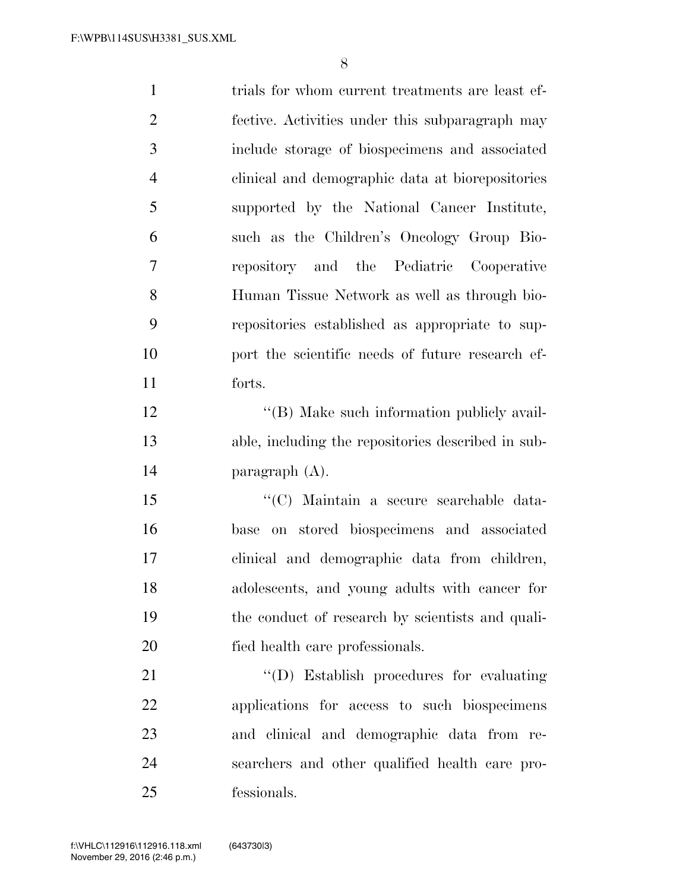trials for whom current treatments are least effective. Activities under this subparagraph may include storage of biospecimens and associated clinical and demographic data at biorepositories supported by the National Cancer Institute, such as the Children's Oncology Group Biorepository and the Pediatric Cooperative Human Tissue Network as well as through biorepositories established as appropriate to support the scientific needs of future research efforts.

''(B) Make such information publicly available, including the repositories described in subparagraph (A).

''(C) Maintain a secure searchable database on stored biospecimens and associated clinical and demographic data from children, adolescents, and young adults with cancer for the conduct of research by scientists and qualified health care professionals.

''(D) Establish procedures for evaluating applications for access to such biospecimens and clinical and demographic data from researchers and other qualified health care professionals.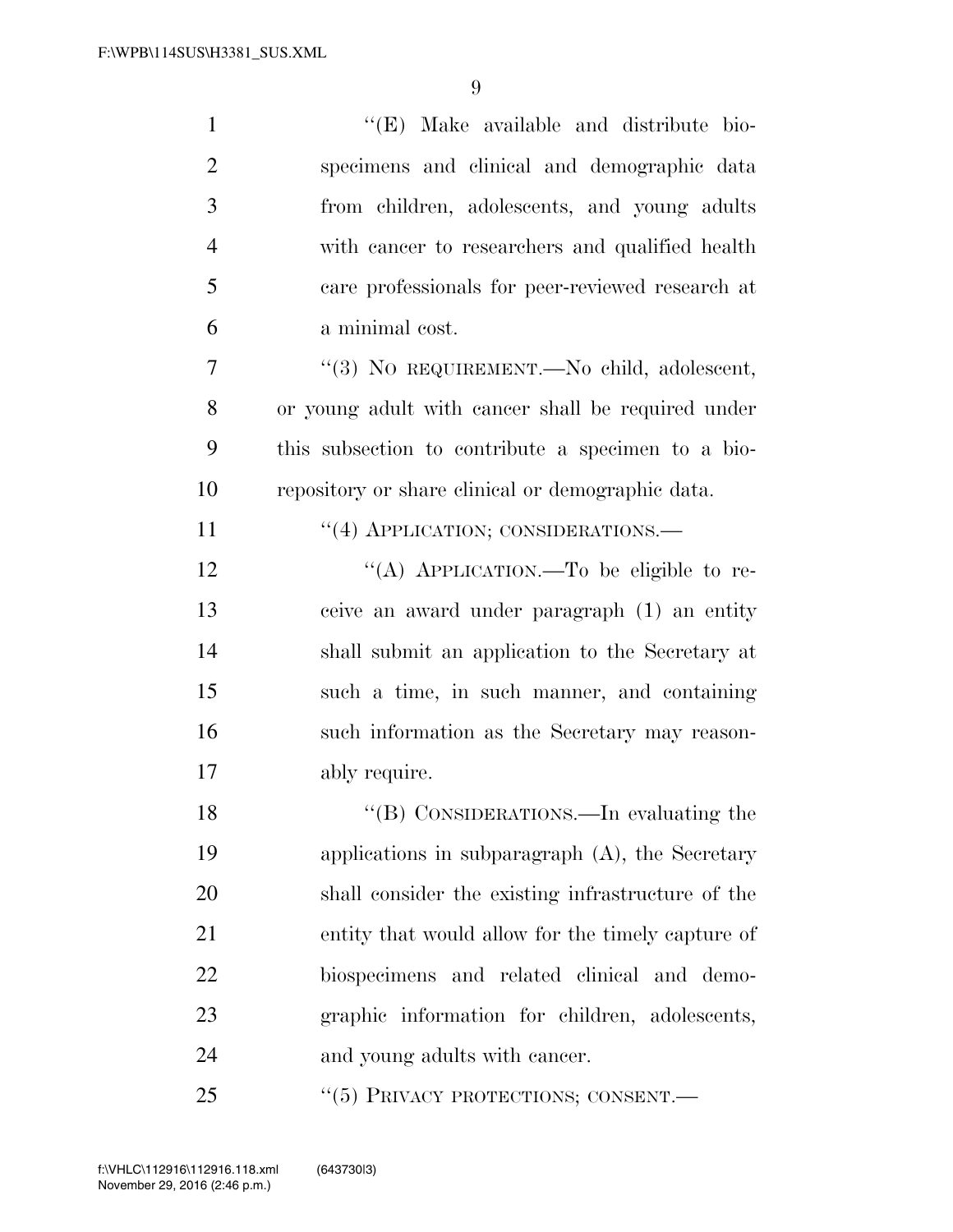"(E) Make available and distribute biospecimens and clinical and demographic data from children, adolescents, and young adults with cancer to researchers and qualified health care professionals for peer-reviewed research at a minimal cost.

"(3) NO REQUIREMENT.—No child, adolescent, or young adult with cancer shall be required under this subsection to contribute a specimen to a biorepository or share clinical or demographic data.

"(4) APPLICATION; CONSIDERATIONS.—

"(A) APPLICATION.—To be eligible to receive an award under paragraph (1) an entity shall submit an application to the Secretary at such a time, in such manner, and containing such information as the Secretary may reasonably require.

"(B) CONSIDERATIONS.—In evaluating the applications in subparagraph (A), the Secretary shall consider the existing infrastructure of the entity that would allow for the timely capture of biospecimens and related clinical and demographic information for children, adolescents, and young adults with cancer.

"(5) PRIVACY PROTECTIONS; CONSENT.—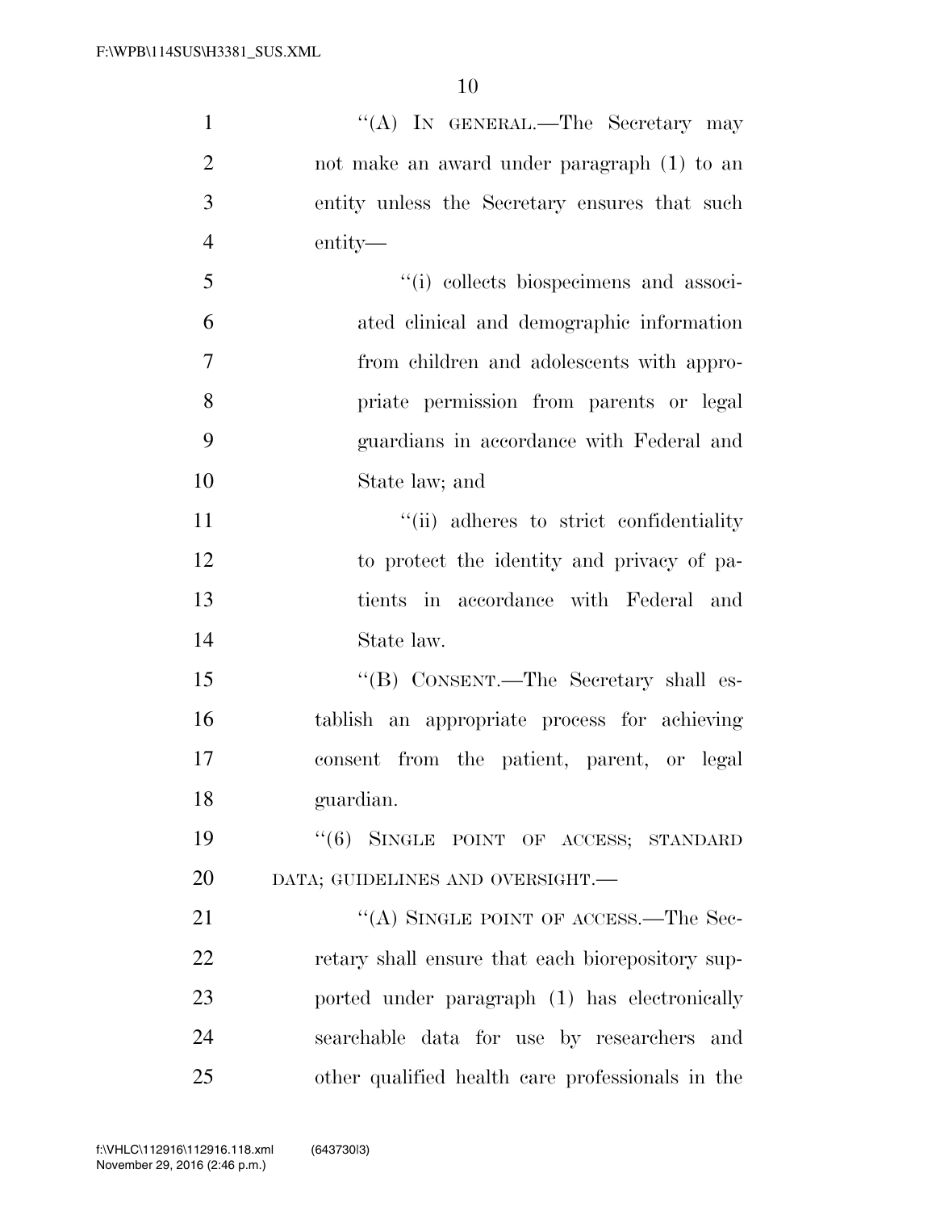"(A) IN GENERAL.—The Secretary may not make an award under paragraph (1) to an entity unless the Secretary ensures that such entity—

"(i) collects biospecimens and associated clinical and demographic information from children and adolescents with appropriate permission from parents or legal guardians in accordance with Federal and State law; and

"(ii) adheres to strict confidentiality to protect the identity and privacy of patients in accordance with Federal and State law.

"(B) CONSENT.—The Secretary shall establish an appropriate process for achieving consent from the patient, parent, or legal guardian.

"(6) SINGLE POINT OF ACCESS; STANDARD DATA; GUIDELINES AND OVERSIGHT.—

"(A) SINGLE POINT OF ACCESS.—The Secretary shall ensure that each biorepository supported under paragraph (1) has electronically searchable data for use by researchers and other qualified health care professionals in the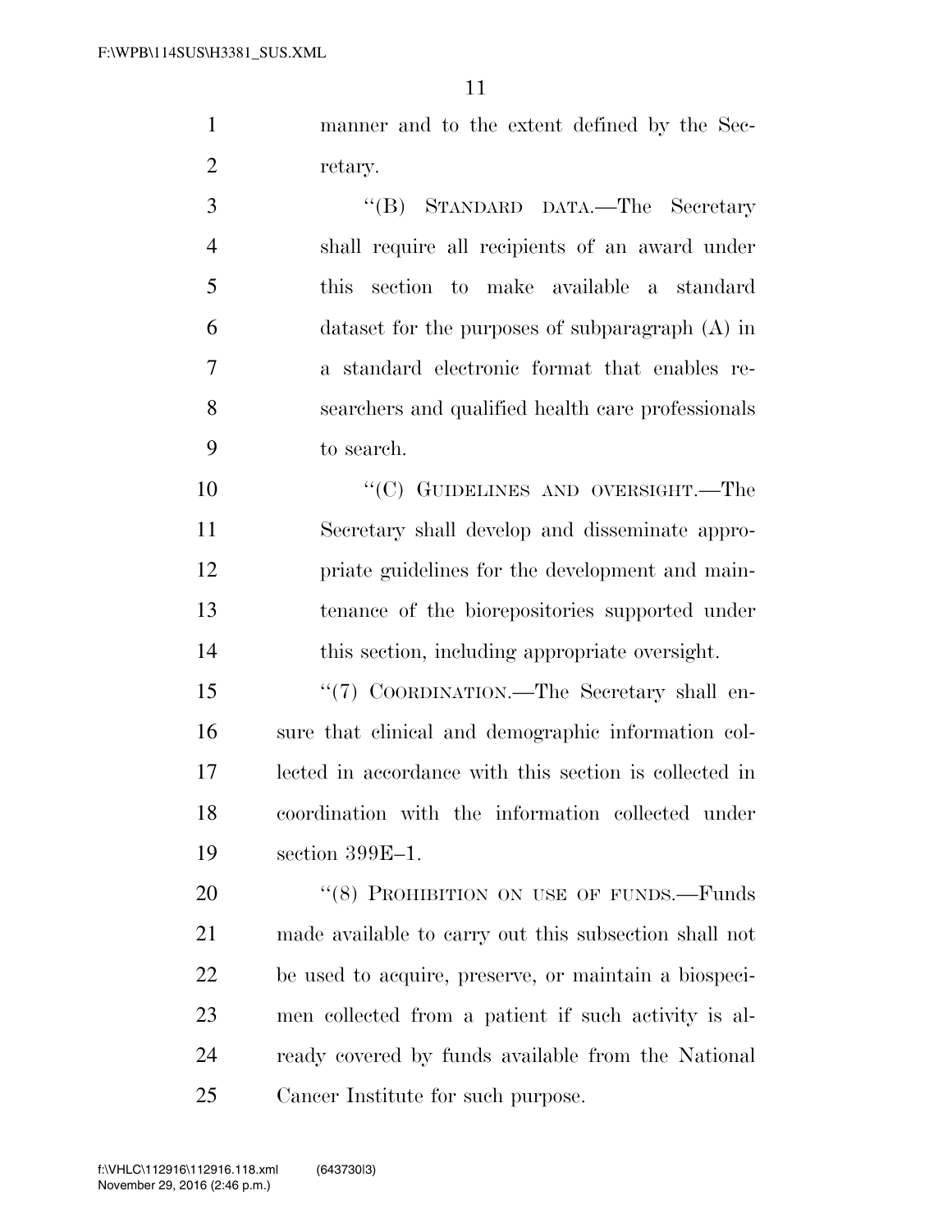manner and to the extent defined by the Secretary.

"(B) STANDARD DATA.—The Secretary shall require all recipients of an award under this section to make available a standard dataset for the purposes of subparagraph (A) in a standard electronic format that enables researchers and qualified health care professionals to search.

"(C) GUIDELINES AND OVERSIGHT.—The Secretary shall develop and disseminate appropriate guidelines for the development and maintenance of the biorepositories supported under this section, including appropriate oversight.

"(7) COORDINATION.—The Secretary shall ensure that clinical and demographic information collected in accordance with this section is collected in coordination with the information collected under section 399E–1.

"(8) PROHIBITION ON USE OF FUNDS.—Funds made available to carry out this subsection shall not be used to acquire, preserve, or maintain a biospecimen collected from a patient if such activity is already covered by funds available from the National Cancer Institute for such purpose.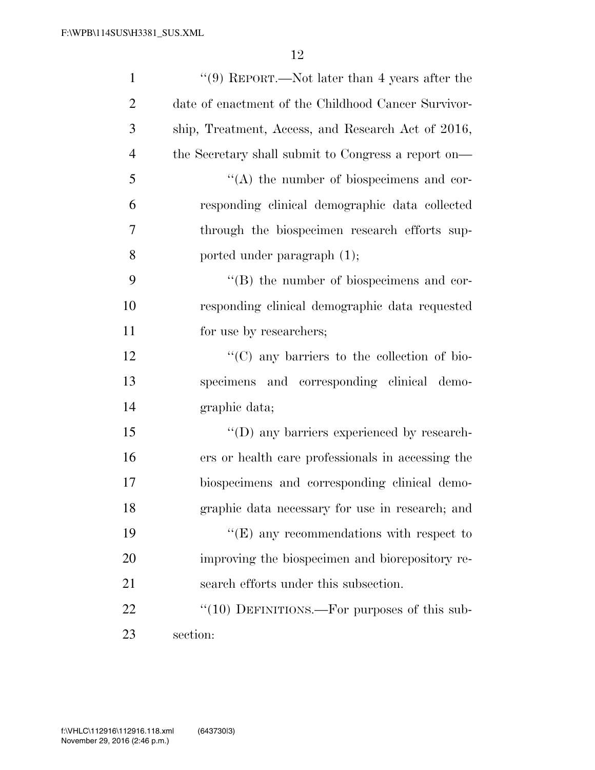"(9) REPORT.—Not later than 4 years after the date of enactment of the Childhood Cancer Survivorship, Treatment, Access, and Research Act of 2016, the Secretary shall submit to Congress a report on—

"(A) the number of biospecimens and corresponding clinical demographic data collected through the biospecimen research efforts supported under paragraph (1);

"(B) the number of biospecimens and corresponding clinical demographic data requested for use by researchers;

"(C) any barriers to the collection of biospecimens and corresponding clinical demographic data;

"(D) any barriers experienced by researchers or health care professionals in accessing the biospecimens and corresponding clinical demographic data necessary for use in research; and

"(E) any recommendations with respect to improving the biospecimen and biorepository research efforts under this subsection.

"(10) DEFINITIONS.—For purposes of this subsection: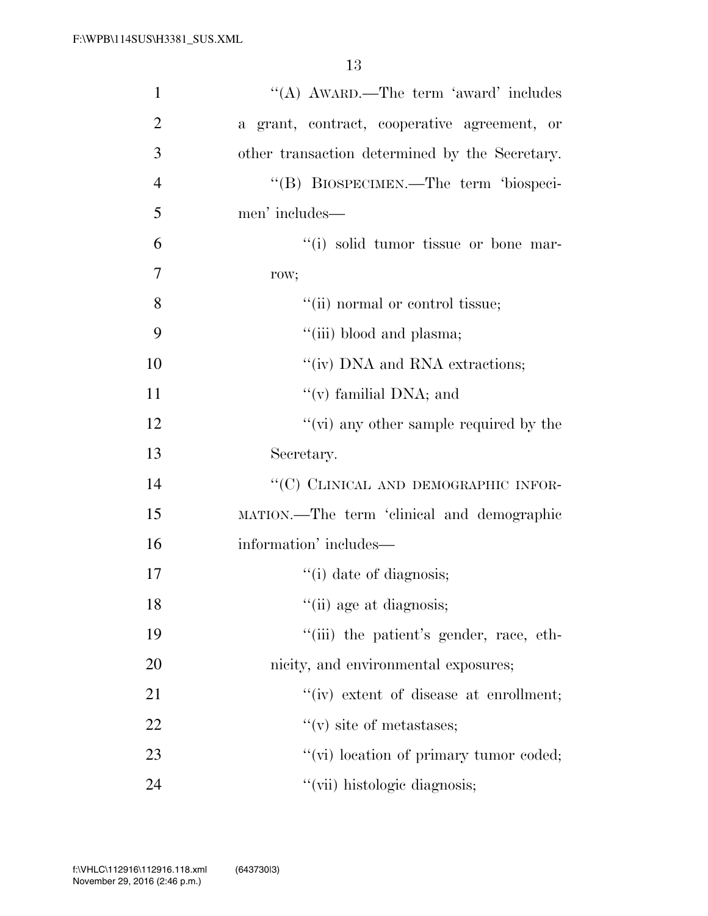"(A) AWARD.—The term 'award' includes a grant, contract, cooperative agreement, or other transaction determined by the Secretary.

"(B) BIOSPECIMEN.—The term 'biospecimen' includes—

"(i) solid tumor tissue or bone marrow;

"(ii) normal or control tissue;

"(iii) blood and plasma;

"(iv) DNA and RNA extractions;

"(v) familial DNA; and

"(vi) any other sample required by the Secretary.

"(C) CLINICAL AND DEMOGRAPHIC INFORMATION.—The term 'clinical and demographic information' includes—

"(i) date of diagnosis;

"(ii) age at diagnosis;

"(iii) the patient's gender, race, ethnicity, and environmental exposures;

"(iv) extent of disease at enrollment;

"(v) site of metastases;

"(vi) location of primary tumor coded;

"(vii) histologic diagnosis;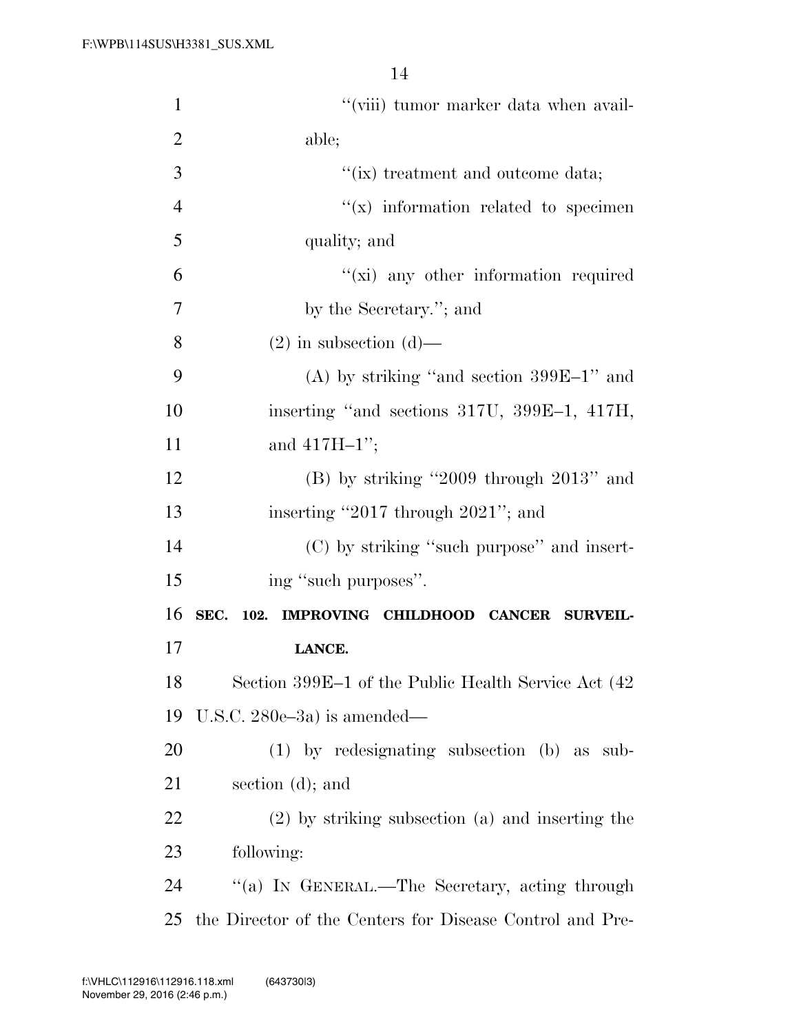"(viii) tumor marker data when available;

"(ix) treatment and outcome data;

"(x) information related to specimen quality; and

"(xi) any other information required by the Secretary."; and

(2) in subsection (d)—

(A) by striking "and section 399E–1" and inserting "and sections 317U, 399E–1, 417H, and 417H–1";

(B) by striking "2009 through 2013" and inserting "2017 through 2021"; and

(C) by striking "such purpose" and inserting "such purposes".

**SEC. 102. IMPROVING CHILDHOOD CANCER SURVEILLANCE.**

Section 399E–1 of the Public Health Service Act (42 U.S.C. 280e–3a) is amended—

(1) by redesignating subsection (b) as subsection (d); and

(2) by striking subsection (a) and inserting the following:

"(a) IN GENERAL.—The Secretary, acting through the Director of the Centers for Disease Control and Pre-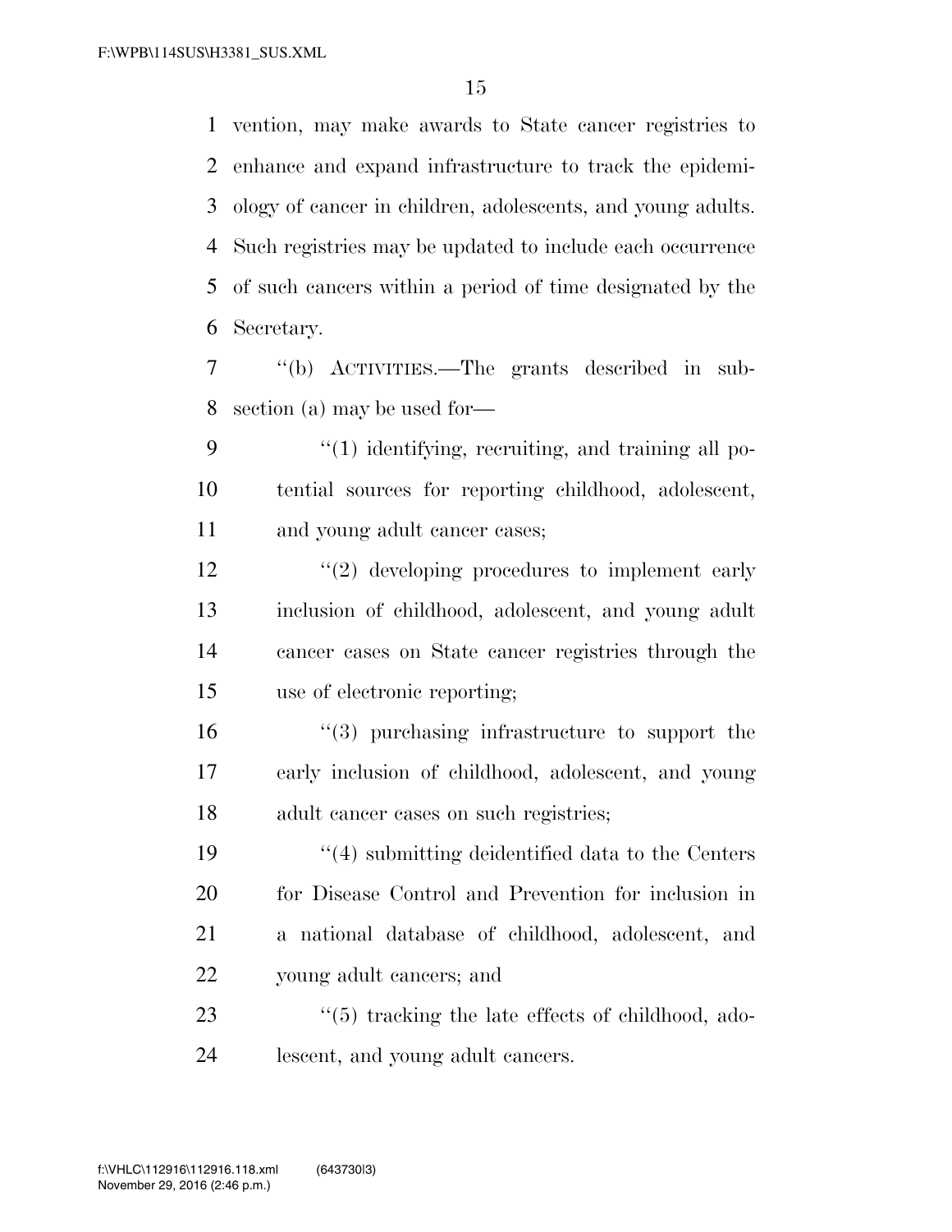vention, may make awards to State cancer registries to enhance and expand infrastructure to track the epidemiology of cancer in children, adolescents, and young adults. Such registries may be updated to include each occurrence of such cancers within a period of time designated by the Secretary.

"(b) ACTIVITIES.—The grants described in subsection (a) may be used for—

"(1) identifying, recruiting, and training all potential sources for reporting childhood, adolescent, and young adult cancer cases;

"(2) developing procedures to implement early inclusion of childhood, adolescent, and young adult cancer cases on State cancer registries through the use of electronic reporting;

"(3) purchasing infrastructure to support the early inclusion of childhood, adolescent, and young adult cancer cases on such registries;

"(4) submitting deidentified data to the Centers for Disease Control and Prevention for inclusion in a national database of childhood, adolescent, and young adult cancers; and

"(5) tracking the late effects of childhood, adolescent, and young adult cancers.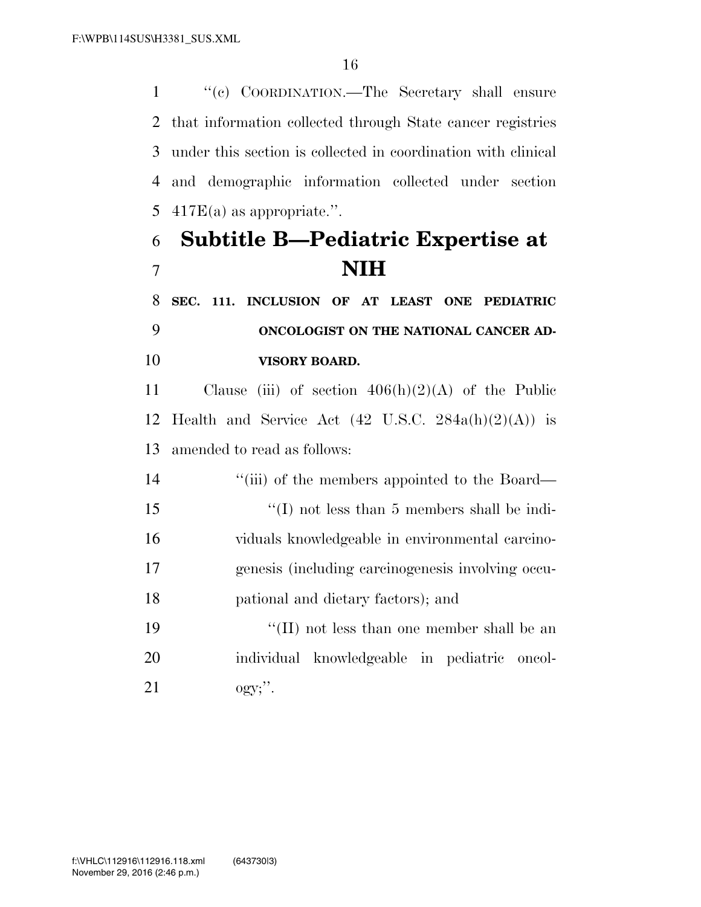"(c) COORDINATION.—The Secretary shall ensure that information collected through State cancer registries under this section is collected in coordination with clinical and demographic information collected under section 417E(a) as appropriate.".

## Subtitle B—Pediatric Expertise at NIH

**SEC. 111. INCLUSION OF AT LEAST ONE PEDIATRIC ONCOLOGIST ON THE NATIONAL CANCER ADVISORY BOARD.**

Clause (iii) of section 406(h)(2)(A) of the Public Health and Service Act (42 U.S.C. 284a(h)(2)(A)) is amended to read as follows:

"(iii) of the members appointed to the Board—

"(I) not less than 5 members shall be individuals knowledgeable in environmental carcinogenesis (including carcinogenesis involving occupational and dietary factors); and

"(II) not less than one member shall be an individual knowledgeable in pediatric oncology;".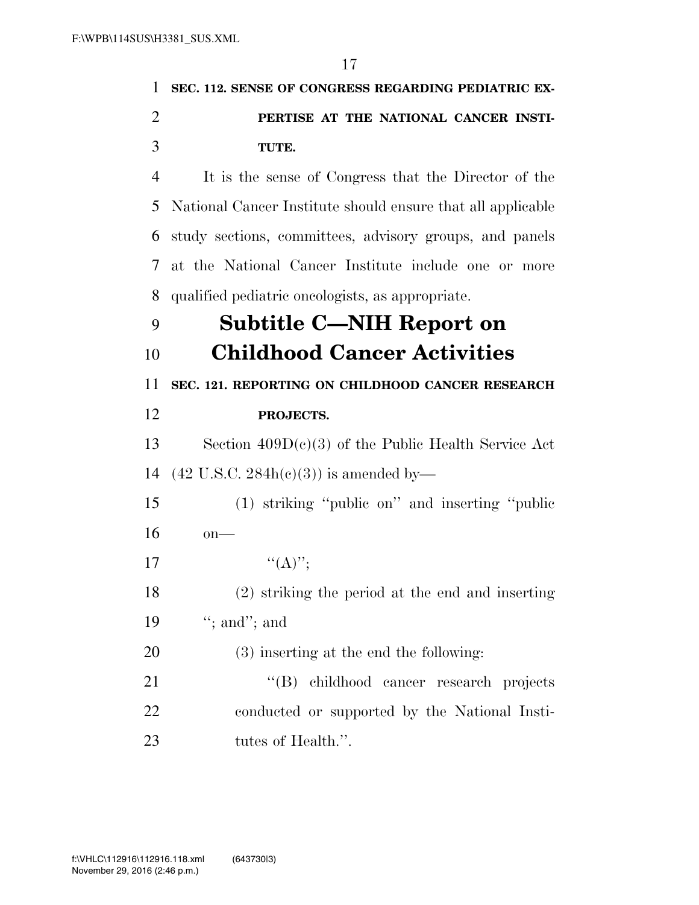**SEC. 112. SENSE OF CONGRESS REGARDING PEDIATRIC EXPERTISE AT THE NATIONAL CANCER INSTITUTE.**

It is the sense of Congress that the Director of the National Cancer Institute should ensure that all applicable study sections, committees, advisory groups, and panels at the National Cancer Institute include one or more qualified pediatric oncologists, as appropriate.

## Subtitle C—NIH Report on Childhood Cancer Activities

**SEC. 121. REPORTING ON CHILDHOOD CANCER RESEARCH PROJECTS.**

Section 409D(c)(3) of the Public Health Service Act (42 U.S.C. 284h(c)(3)) is amended by—

(1) striking ''public on'' and inserting ''public on—

''(A)'';

(2) striking the period at the end and inserting ''; and''; and

(3) inserting at the end the following:

''(B) childhood cancer research projects conducted or supported by the National Institutes of Health.''.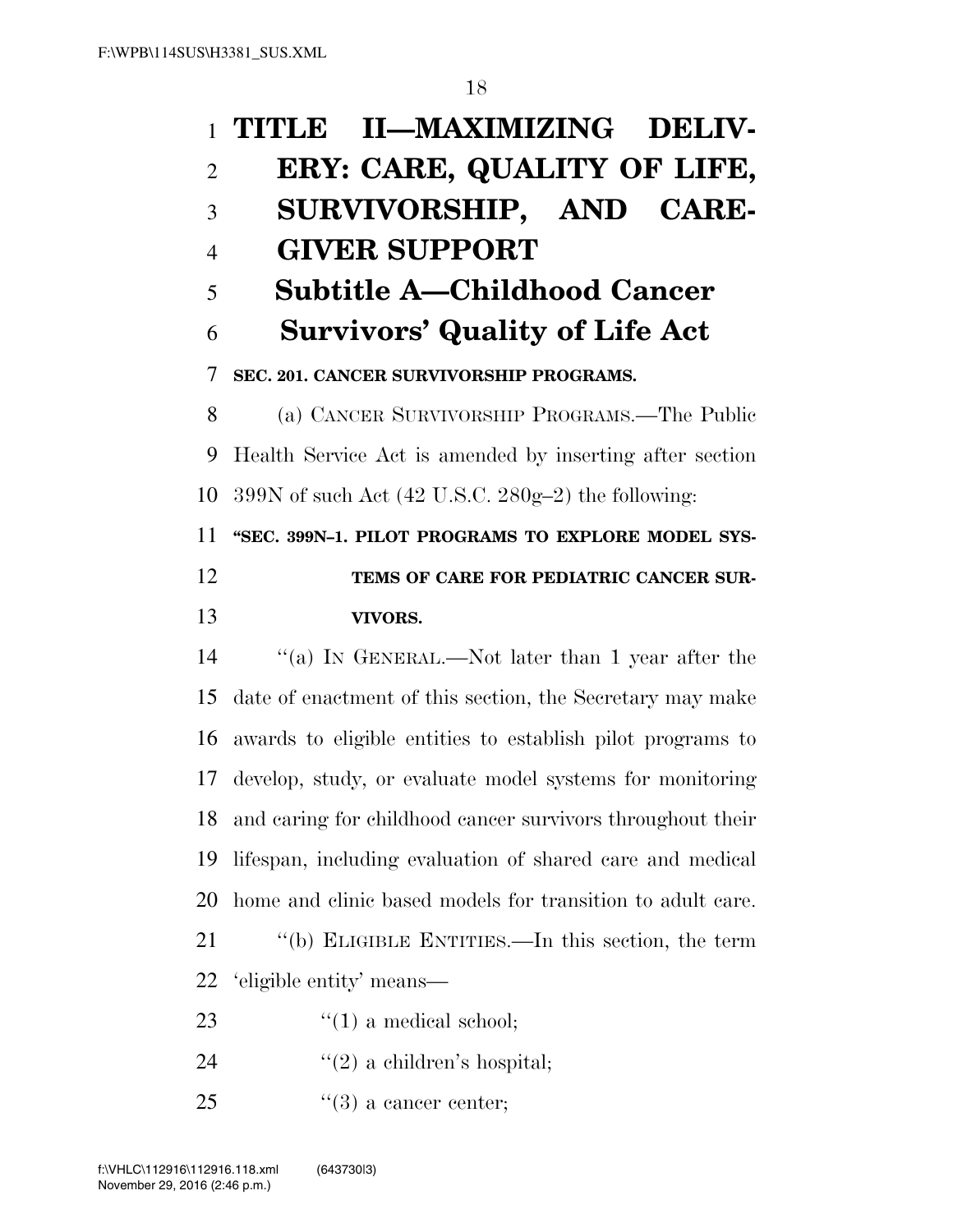# TITLE II—MAXIMIZING DELIVERY: CARE, QUALITY OF LIFE, SURVIVORSHIP, AND CAREGIVER SUPPORT

## Subtitle A—Childhood Cancer Survivors' Quality of Life Act

**SEC. 201. CANCER SURVIVORSHIP PROGRAMS.**

(a) CANCER SURVIVORSHIP PROGRAMS.—The Public Health Service Act is amended by inserting after section 399N of such Act (42 U.S.C. 280g–2) the following:

**"SEC. 399N–1. PILOT PROGRAMS TO EXPLORE MODEL SYSTEMS OF CARE FOR PEDIATRIC CANCER SURVIVORS.**

"(a) IN GENERAL.—Not later than 1 year after the date of enactment of this section, the Secretary may make awards to eligible entities to establish pilot programs to develop, study, or evaluate model systems for monitoring and caring for childhood cancer survivors throughout their lifespan, including evaluation of shared care and medical home and clinic based models for transition to adult care.

"(b) ELIGIBLE ENTITIES.—In this section, the term 'eligible entity' means—

"(1) a medical school;

"(2) a children's hospital;

"(3) a cancer center;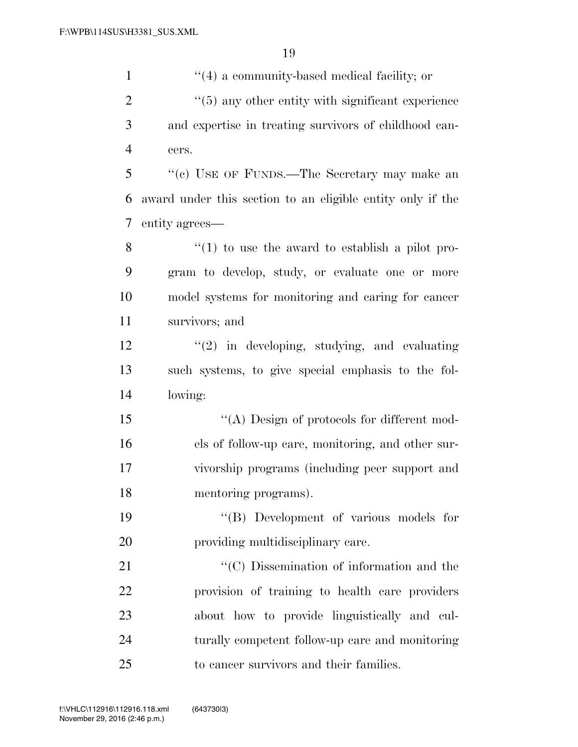"(4) a community-based medical facility; or

"(5) any other entity with significant experience and expertise in treating survivors of childhood cancers.

"(c) USE OF FUNDS.—The Secretary may make an award under this section to an eligible entity only if the entity agrees—

"(1) to use the award to establish a pilot program to develop, study, or evaluate one or more model systems for monitoring and caring for cancer survivors; and

"(2) in developing, studying, and evaluating such systems, to give special emphasis to the following:

"(A) Design of protocols for different models of follow-up care, monitoring, and other survivorship programs (including peer support and mentoring programs).

"(B) Development of various models for providing multidisciplinary care.

"(C) Dissemination of information and the provision of training to health care providers about how to provide linguistically and culturally competent follow-up care and monitoring to cancer survivors and their families.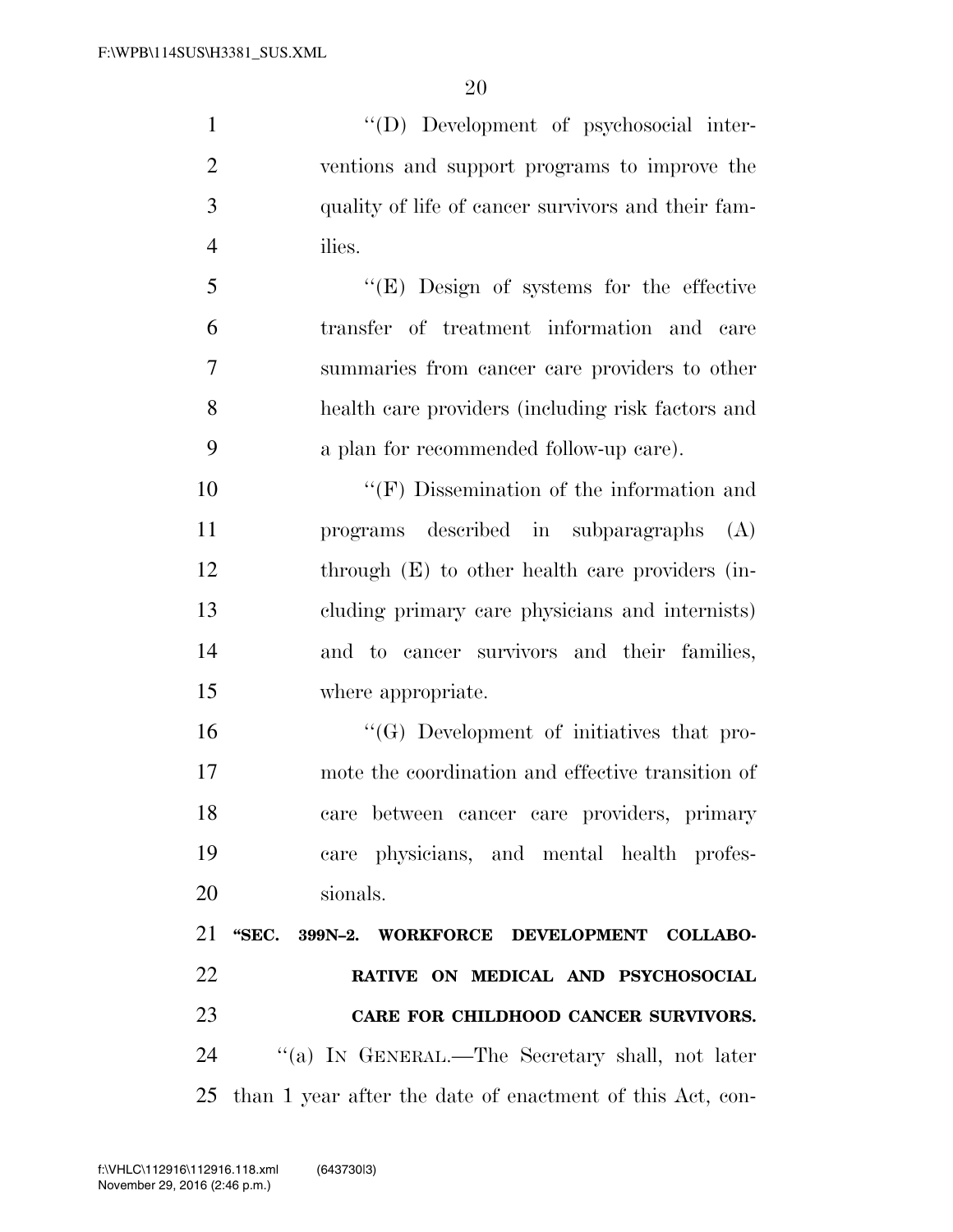"(D) Development of psychosocial interventions and support programs to improve the quality of life of cancer survivors and their families.

"(E) Design of systems for the effective transfer of treatment information and care summaries from cancer care providers to other health care providers (including risk factors and a plan for recommended follow-up care).

"(F) Dissemination of the information and programs described in subparagraphs (A) through (E) to other health care providers (including primary care physicians and internists) and to cancer survivors and their families, where appropriate.

"(G) Development of initiatives that promote the coordination and effective transition of care between cancer care providers, primary care physicians, and mental health professionals.

**"SEC. 399N–2. WORKFORCE DEVELOPMENT COLLABORATIVE ON MEDICAL AND PSYCHOSOCIAL CARE FOR CHILDHOOD CANCER SURVIVORS.**

"(a) IN GENERAL.—The Secretary shall, not later than 1 year after the date of enactment of this Act, con-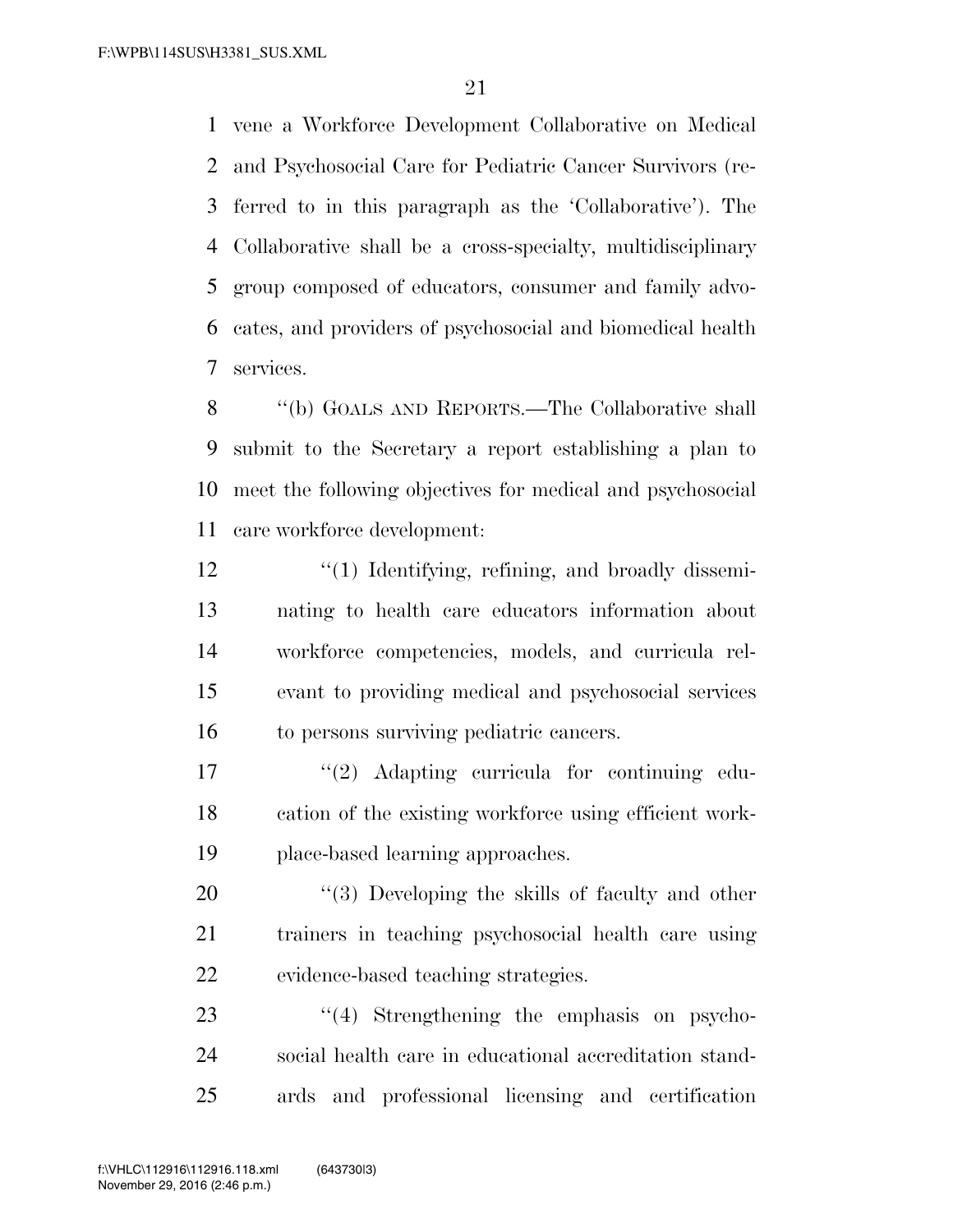vene a Workforce Development Collaborative on Medical and Psychosocial Care for Pediatric Cancer Survivors (referred to in this paragraph as the 'Collaborative'). The Collaborative shall be a cross-specialty, multidisciplinary group composed of educators, consumer and family advocates, and providers of psychosocial and biomedical health services.

''(b) GOALS AND REPORTS.—The Collaborative shall submit to the Secretary a report establishing a plan to meet the following objectives for medical and psychosocial care workforce development:

''(1) Identifying, refining, and broadly disseminating to health care educators information about workforce competencies, models, and curricula relevant to providing medical and psychosocial services to persons surviving pediatric cancers.

''(2) Adapting curricula for continuing education of the existing workforce using efficient workplace-based learning approaches.

''(3) Developing the skills of faculty and other trainers in teaching psychosocial health care using evidence-based teaching strategies.

''(4) Strengthening the emphasis on psychosocial health care in educational accreditation standards and professional licensing and certification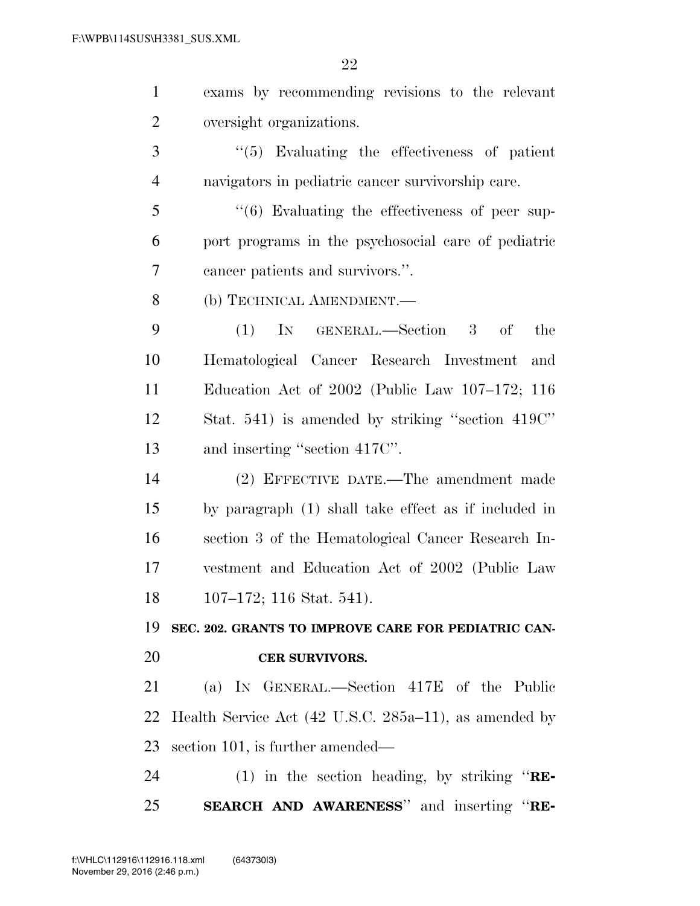exams by recommending revisions to the relevant oversight organizations.

"(5) Evaluating the effectiveness of patient navigators in pediatric cancer survivorship care.

"(6) Evaluating the effectiveness of peer support programs in the psychosocial care of pediatric cancer patients and survivors.".

(b) TECHNICAL AMENDMENT.—

(1) IN GENERAL.—Section 3 of the Hematological Cancer Research Investment and Education Act of 2002 (Public Law 107–172; 116 Stat. 541) is amended by striking "section 419C" and inserting "section 417C".

(2) EFFECTIVE DATE.—The amendment made by paragraph (1) shall take effect as if included in section 3 of the Hematological Cancer Research Investment and Education Act of 2002 (Public Law 107–172; 116 Stat. 541).

**SEC. 202. GRANTS TO IMPROVE CARE FOR PEDIATRIC CANCER SURVIVORS.**

(a) IN GENERAL.—Section 417E of the Public Health Service Act (42 U.S.C. 285a–11), as amended by section 101, is further amended—

(1) in the section heading, by striking "**RESEARCH AND AWARENESS**" and inserting "**RE-**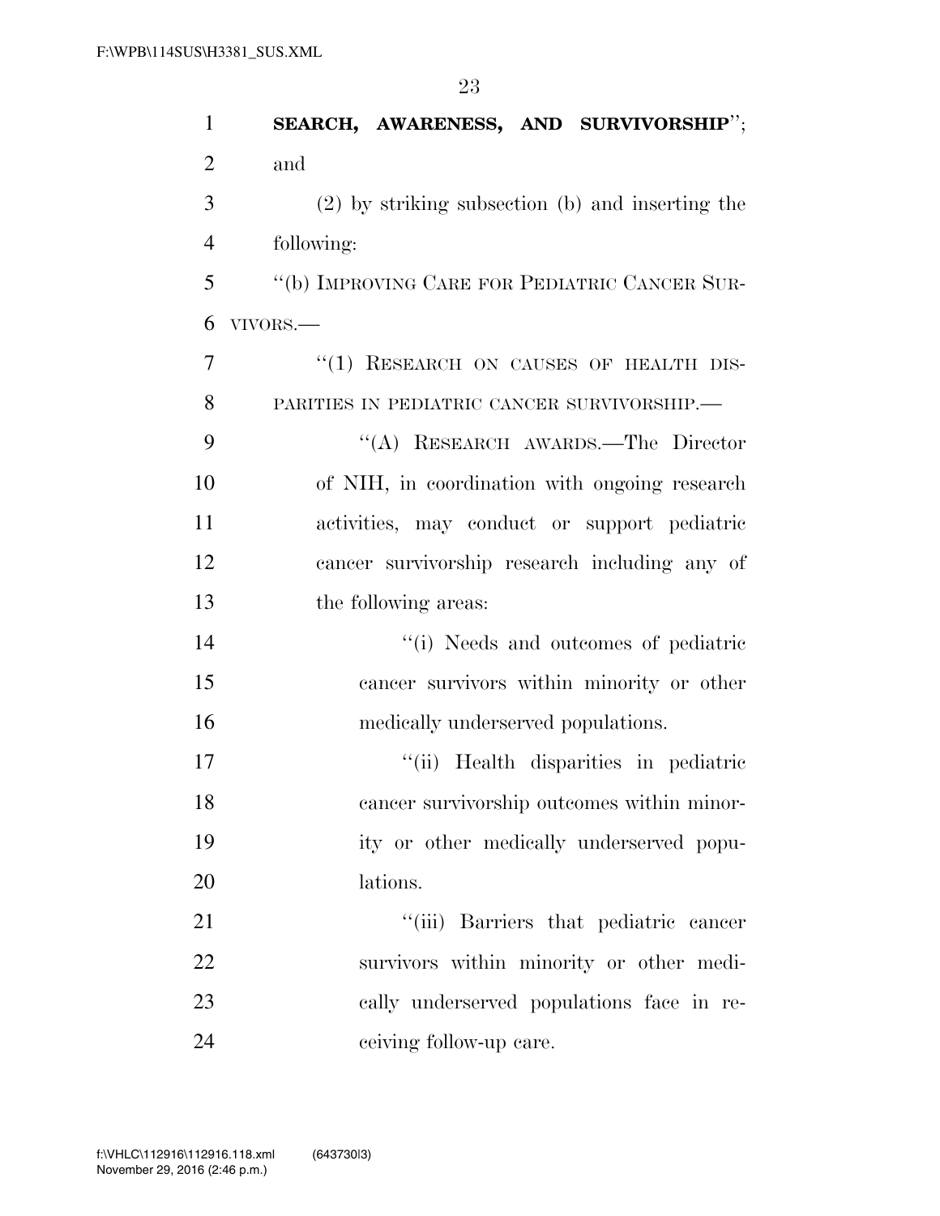**SEARCH, AWARENESS, AND SURVIVORSHIP**''; and

(2) by striking subsection (b) and inserting the following:

''(b) IMPROVING CARE FOR PEDIATRIC CANCER SURVIVORS.—

''(1) RESEARCH ON CAUSES OF HEALTH DISPARITIES IN PEDIATRIC CANCER SURVIVORSHIP.—

''(A) RESEARCH AWARDS.—The Director of NIH, in coordination with ongoing research activities, may conduct or support pediatric cancer survivorship research including any of the following areas:

''(i) Needs and outcomes of pediatric cancer survivors within minority or other medically underserved populations.

''(ii) Health disparities in pediatric cancer survivorship outcomes within minority or other medically underserved populations.

''(iii) Barriers that pediatric cancer survivors within minority or other medically underserved populations face in receiving follow-up care.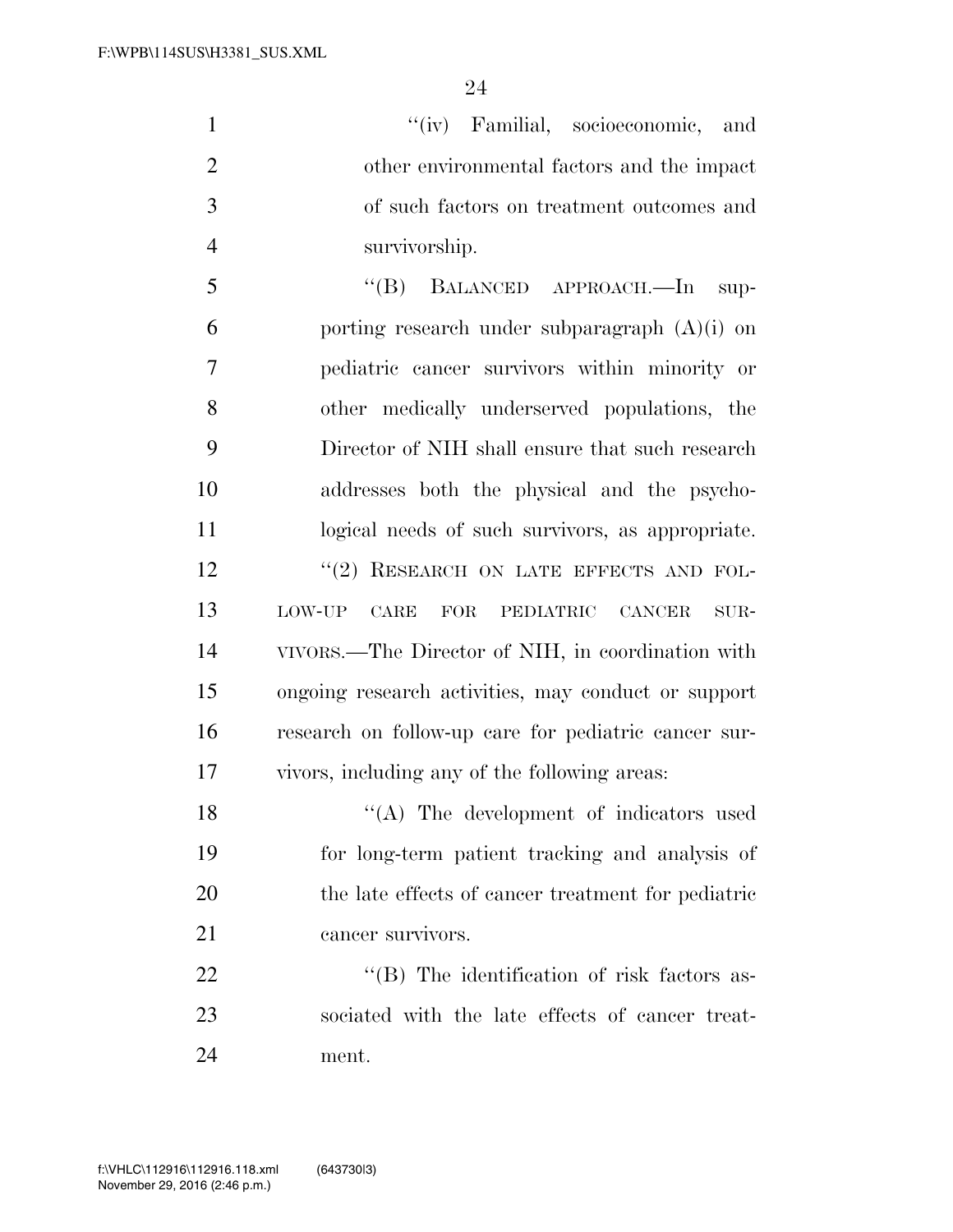"(iv) Familial, socioeconomic, and other environmental factors and the impact of such factors on treatment outcomes and survivorship.

"(B) BALANCED APPROACH.—In supporting research under subparagraph (A)(i) on pediatric cancer survivors within minority or other medically underserved populations, the Director of NIH shall ensure that such research addresses both the physical and the psychological needs of such survivors, as appropriate.

"(2) RESEARCH ON LATE EFFECTS AND FOLLOW-UP CARE FOR PEDIATRIC CANCER SURVIVORS.—The Director of NIH, in coordination with ongoing research activities, may conduct or support research on follow-up care for pediatric cancer survivors, including any of the following areas:

"(A) The development of indicators used for long-term patient tracking and analysis of the late effects of cancer treatment for pediatric cancer survivors.

"(B) The identification of risk factors associated with the late effects of cancer treatment.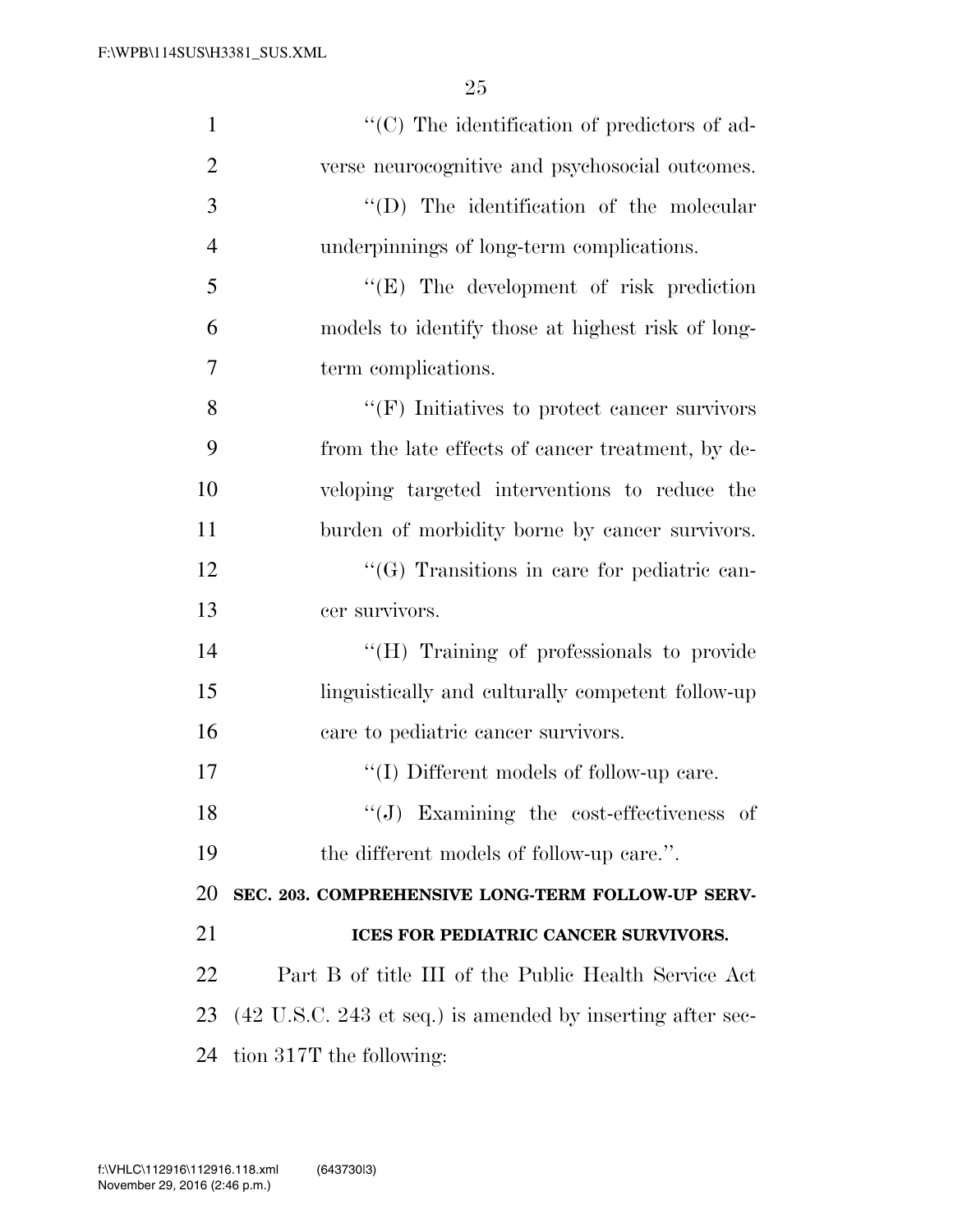''(C) The identification of predictors of adverse neurocognitive and psychosocial outcomes.

''(D) The identification of the molecular underpinnings of long-term complications.

''(E) The development of risk prediction models to identify those at highest risk of long-term complications.

''(F) Initiatives to protect cancer survivors from the late effects of cancer treatment, by developing targeted interventions to reduce the burden of morbidity borne by cancer survivors.

''(G) Transitions in care for pediatric cancer survivors.

''(H) Training of professionals to provide linguistically and culturally competent follow-up care to pediatric cancer survivors.

''(I) Different models of follow-up care.

''(J) Examining the cost-effectiveness of the different models of follow-up care.''.

**SEC. 203. COMPREHENSIVE LONG-TERM FOLLOW-UP SERVICES FOR PEDIATRIC CANCER SURVIVORS.**

Part B of title III of the Public Health Service Act (42 U.S.C. 243 et seq.) is amended by inserting after section 317T the following: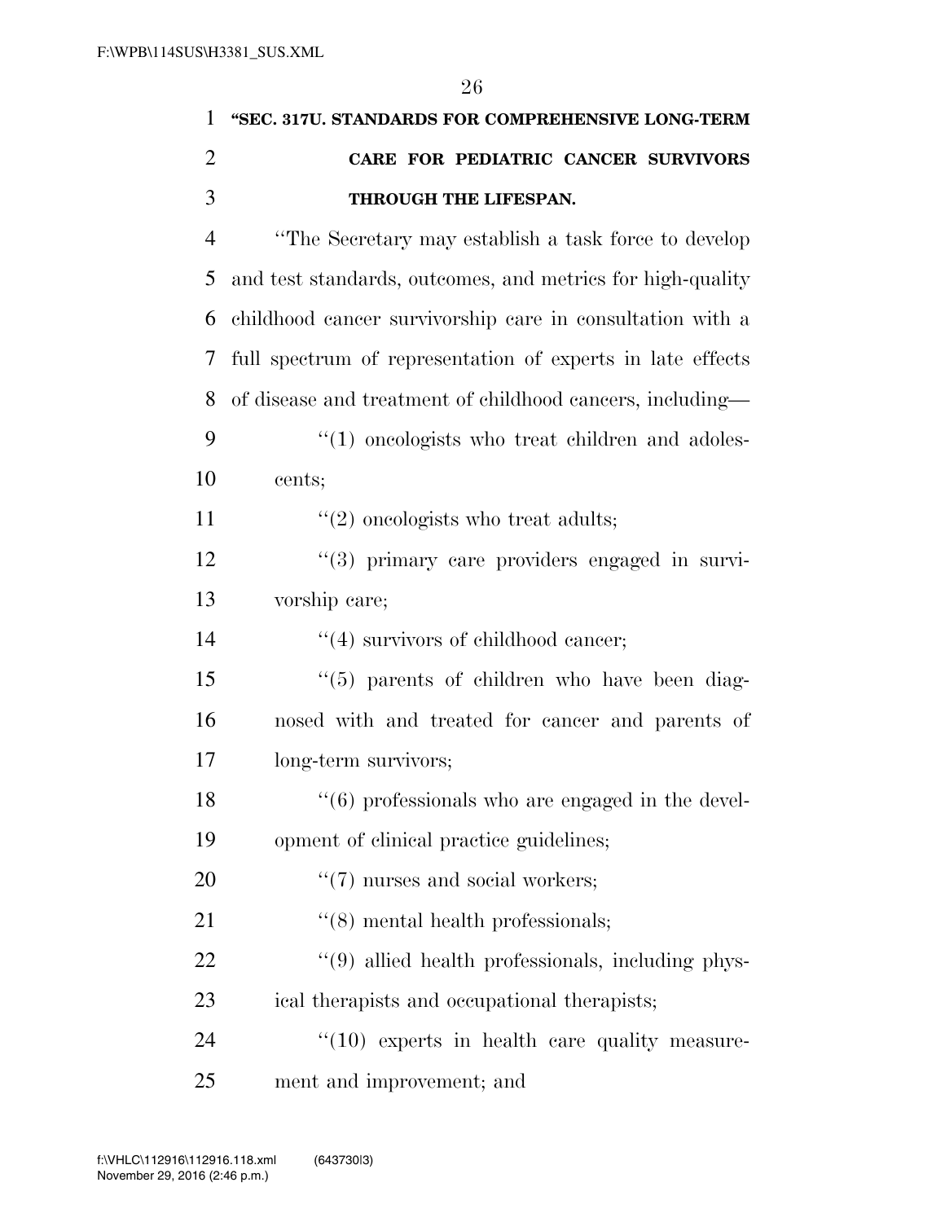**"SEC. 317U. STANDARDS FOR COMPREHENSIVE LONG-TERM CARE FOR PEDIATRIC CANCER SURVIVORS THROUGH THE LIFESPAN.**

"The Secretary may establish a task force to develop and test standards, outcomes, and metrics for high-quality childhood cancer survivorship care in consultation with a full spectrum of representation of experts in late effects of disease and treatment of childhood cancers, including—

"(1) oncologists who treat children and adolescents;

"(2) oncologists who treat adults;

"(3) primary care providers engaged in survivorship care;

"(4) survivors of childhood cancer;

"(5) parents of children who have been diagnosed with and treated for cancer and parents of long-term survivors;

"(6) professionals who are engaged in the development of clinical practice guidelines;

"(7) nurses and social workers;

"(8) mental health professionals;

"(9) allied health professionals, including physical therapists and occupational therapists;

"(10) experts in health care quality measurement and improvement; and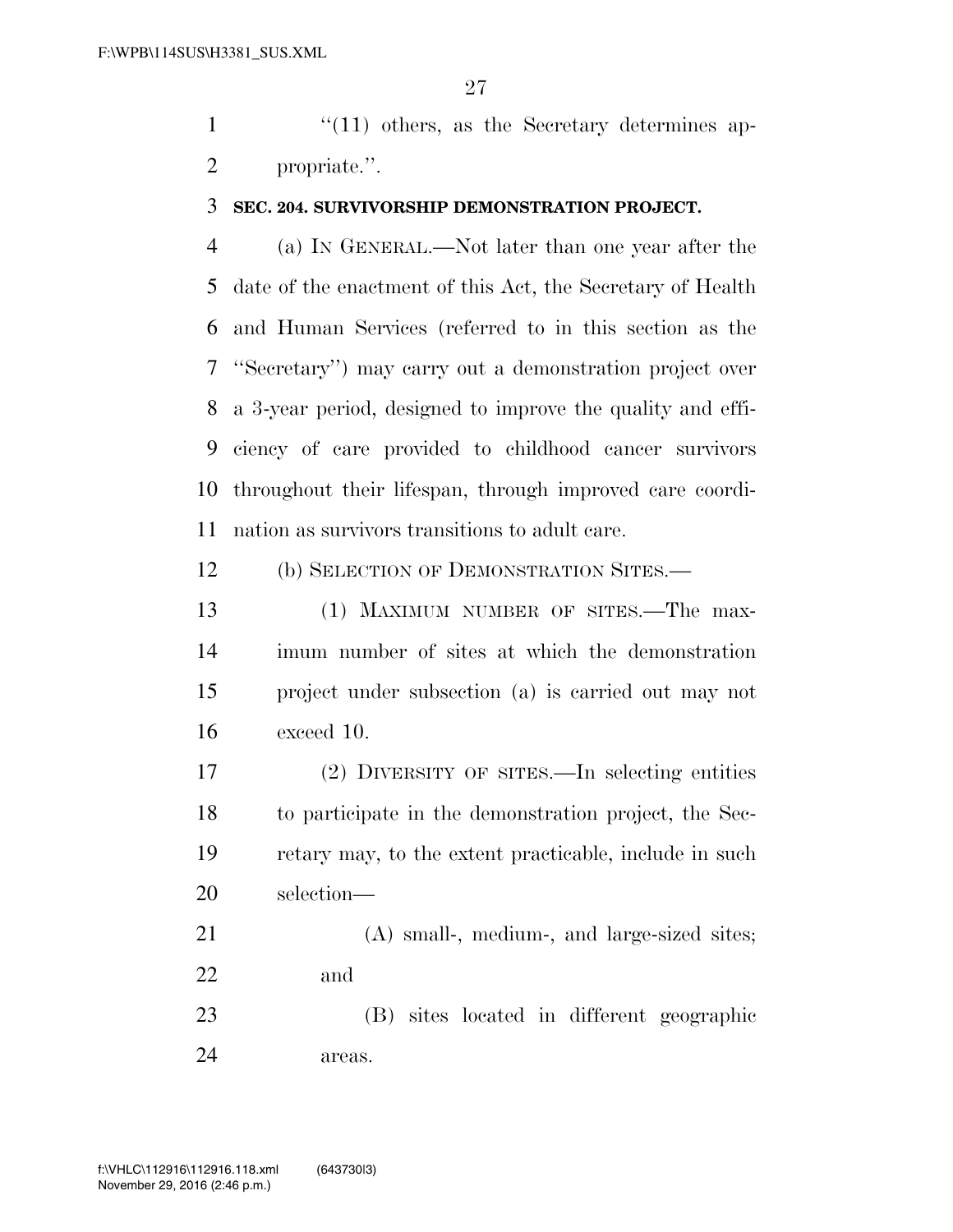"(11) others, as the Secretary determines appropriate.".

**SEC. 204. SURVIVORSHIP DEMONSTRATION PROJECT.**

(a) IN GENERAL.—Not later than one year after the date of the enactment of this Act, the Secretary of Health and Human Services (referred to in this section as the "Secretary") may carry out a demonstration project over a 3-year period, designed to improve the quality and efficiency of care provided to childhood cancer survivors throughout their lifespan, through improved care coordination as survivors transitions to adult care.

(b) SELECTION OF DEMONSTRATION SITES.—

(1) MAXIMUM NUMBER OF SITES.—The maximum number of sites at which the demonstration project under subsection (a) is carried out may not exceed 10.

(2) DIVERSITY OF SITES.—In selecting entities to participate in the demonstration project, the Secretary may, to the extent practicable, include in such selection—

(A) small-, medium-, and large-sized sites; and

(B) sites located in different geographic areas.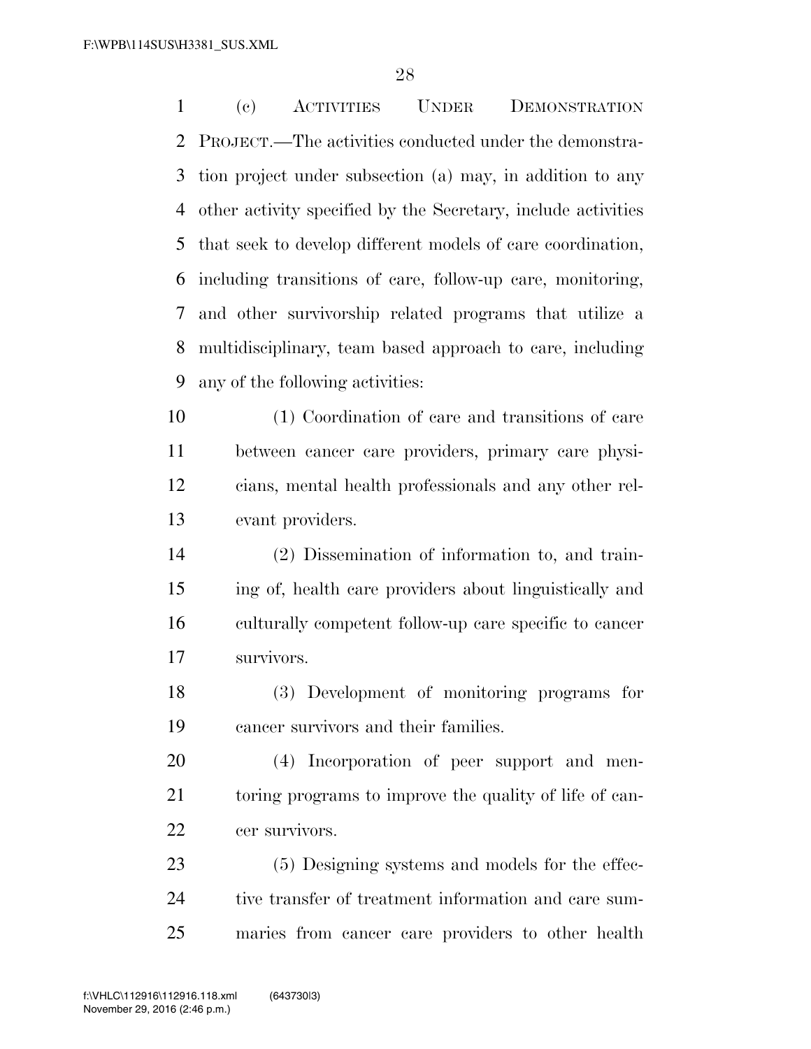(c) ACTIVITIES UNDER DEMONSTRATION PROJECT.—The activities conducted under the demonstration project under subsection (a) may, in addition to any other activity specified by the Secretary, include activities that seek to develop different models of care coordination, including transitions of care, follow-up care, monitoring, and other survivorship related programs that utilize a multidisciplinary, team based approach to care, including any of the following activities:

(1) Coordination of care and transitions of care between cancer care providers, primary care physicians, mental health professionals and any other relevant providers.

(2) Dissemination of information to, and training of, health care providers about linguistically and culturally competent follow-up care specific to cancer survivors.

(3) Development of monitoring programs for cancer survivors and their families.

(4) Incorporation of peer support and mentoring programs to improve the quality of life of cancer survivors.

(5) Designing systems and models for the effective transfer of treatment information and care summaries from cancer care providers to other health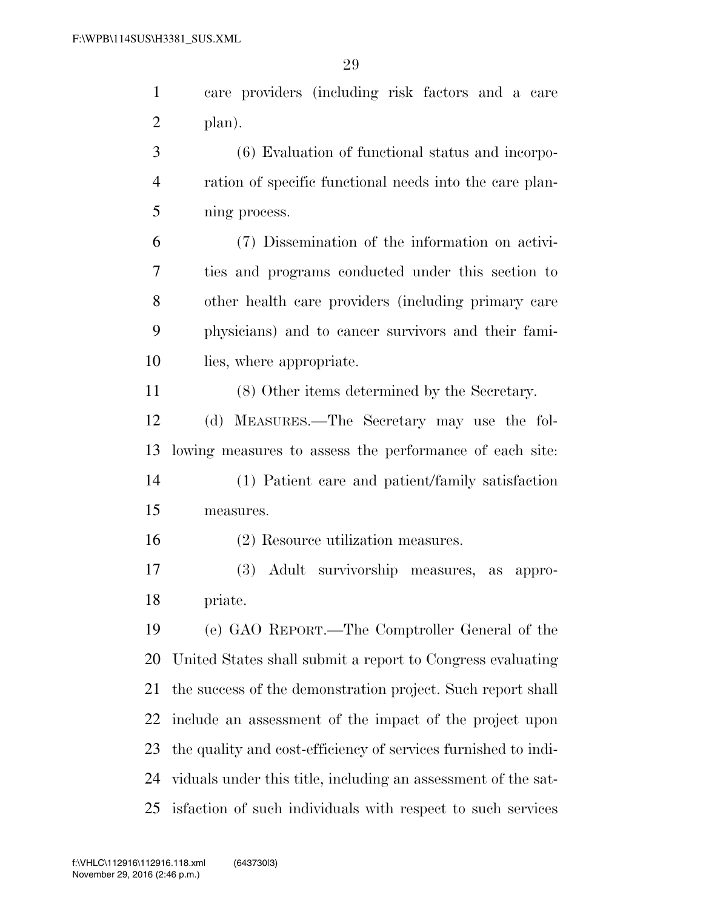care providers (including risk factors and a care plan).

(6) Evaluation of functional status and incorporation of specific functional needs into the care planning process.

(7) Dissemination of the information on activities and programs conducted under this section to other health care providers (including primary care physicians) and to cancer survivors and their families, where appropriate.

(8) Other items determined by the Secretary.

(d) MEASURES.—The Secretary may use the following measures to assess the performance of each site:

(1) Patient care and patient/family satisfaction measures.

(2) Resource utilization measures.

(3) Adult survivorship measures, as appropriate.

(e) GAO REPORT.—The Comptroller General of the United States shall submit a report to Congress evaluating the success of the demonstration project. Such report shall include an assessment of the impact of the project upon the quality and cost-efficiency of services furnished to individuals under this title, including an assessment of the satisfaction of such individuals with respect to such services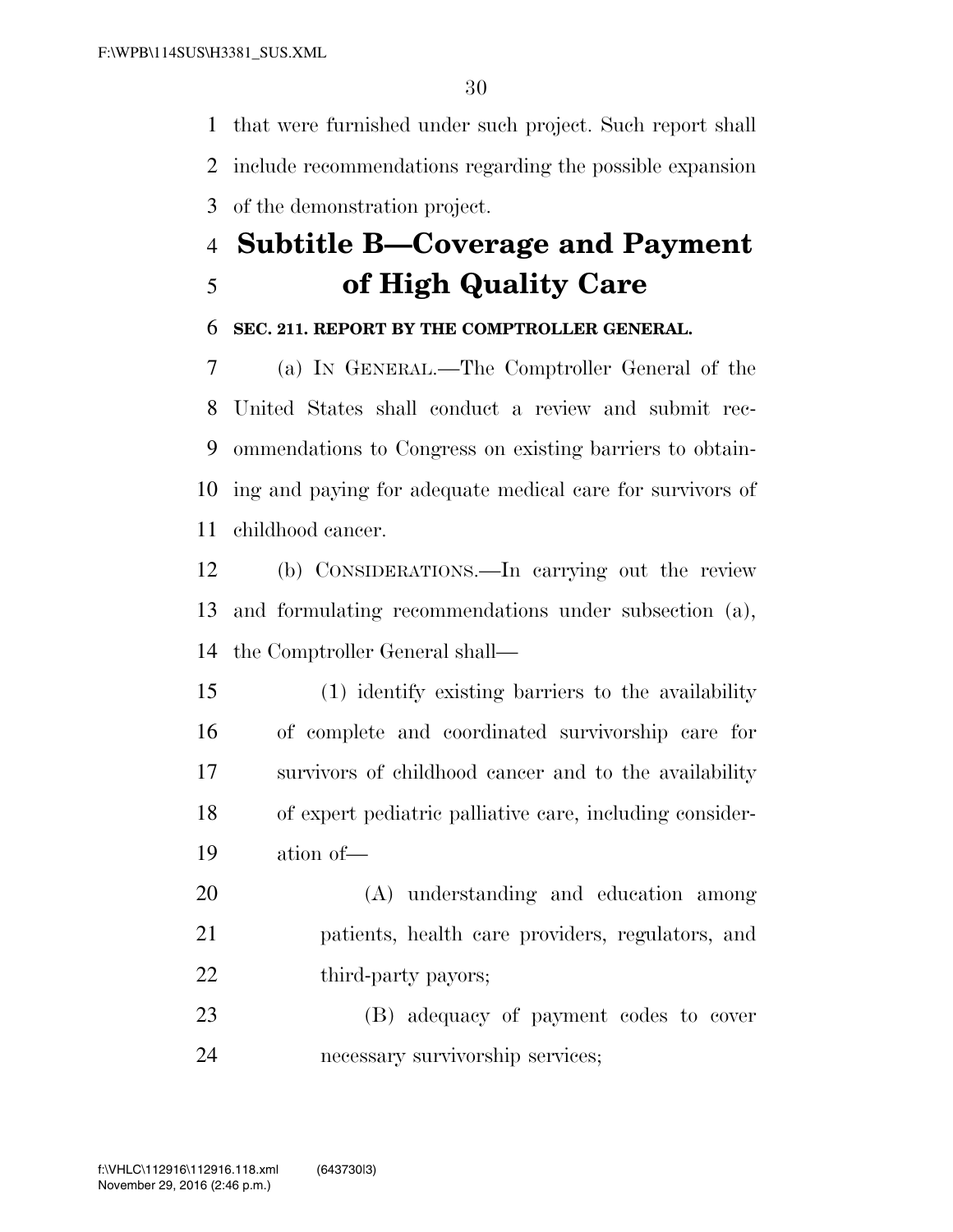that were furnished under such project. Such report shall include recommendations regarding the possible expansion of the demonstration project.

## Subtitle B—Coverage and Payment of High Quality Care

### SEC. 211. REPORT BY THE COMPTROLLER GENERAL.

(a) IN GENERAL.—The Comptroller General of the United States shall conduct a review and submit recommendations to Congress on existing barriers to obtaining and paying for adequate medical care for survivors of childhood cancer.

(b) CONSIDERATIONS.—In carrying out the review and formulating recommendations under subsection (a), the Comptroller General shall—

(1) identify existing barriers to the availability of complete and coordinated survivorship care for survivors of childhood cancer and to the availability of expert pediatric palliative care, including consideration of—

(A) understanding and education among patients, health care providers, regulators, and third-party payors;

(B) adequacy of payment codes to cover necessary survivorship services;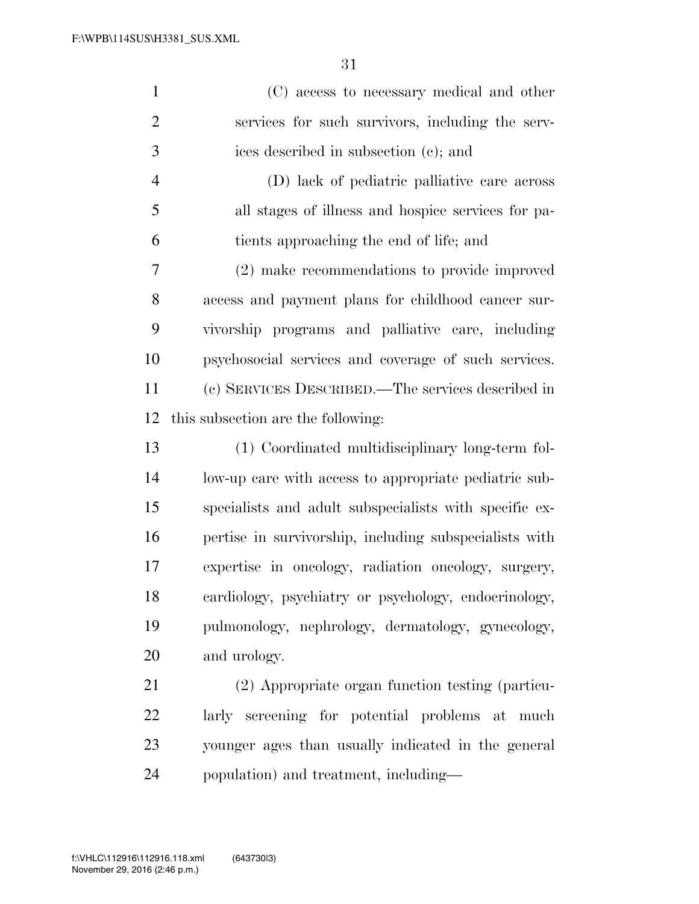(C) access to necessary medical and other services for such survivors, including the services described in subsection (c); and

(D) lack of pediatric palliative care across all stages of illness and hospice services for patients approaching the end of life; and

(2) make recommendations to provide improved access and payment plans for childhood cancer survivorship programs and palliative care, including psychosocial services and coverage of such services.

(c) SERVICES DESCRIBED.—The services described in this subsection are the following:

(1) Coordinated multidisciplinary long-term follow-up care with access to appropriate pediatric subspecialists and adult subspecialists with specific expertise in survivorship, including subspecialists with expertise in oncology, radiation oncology, surgery, cardiology, psychiatry or psychology, endocrinology, pulmonology, nephrology, dermatology, gynecology, and urology.

(2) Appropriate organ function testing (particularly screening for potential problems at much younger ages than usually indicated in the general population) and treatment, including—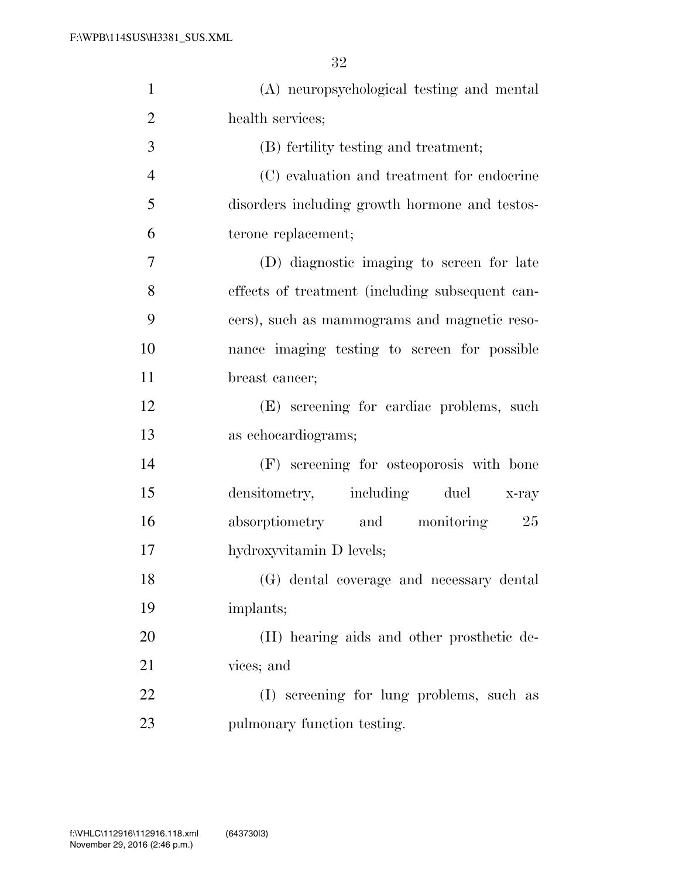(A) neuropsychological testing and mental health services;

(B) fertility testing and treatment;

(C) evaluation and treatment for endocrine disorders including growth hormone and testosterone replacement;

(D) diagnostic imaging to screen for late effects of treatment (including subsequent cancers), such as mammograms and magnetic resonance imaging testing to screen for possible breast cancer;

(E) screening for cardiac problems, such as echocardiograms;

(F) screening for osteoporosis with bone densitometry, including duel x-ray absorptiometry and monitoring 25 hydroxyvitamin D levels;

(G) dental coverage and necessary dental implants;

(H) hearing aids and other prosthetic devices; and

(I) screening for lung problems, such as pulmonary function testing.